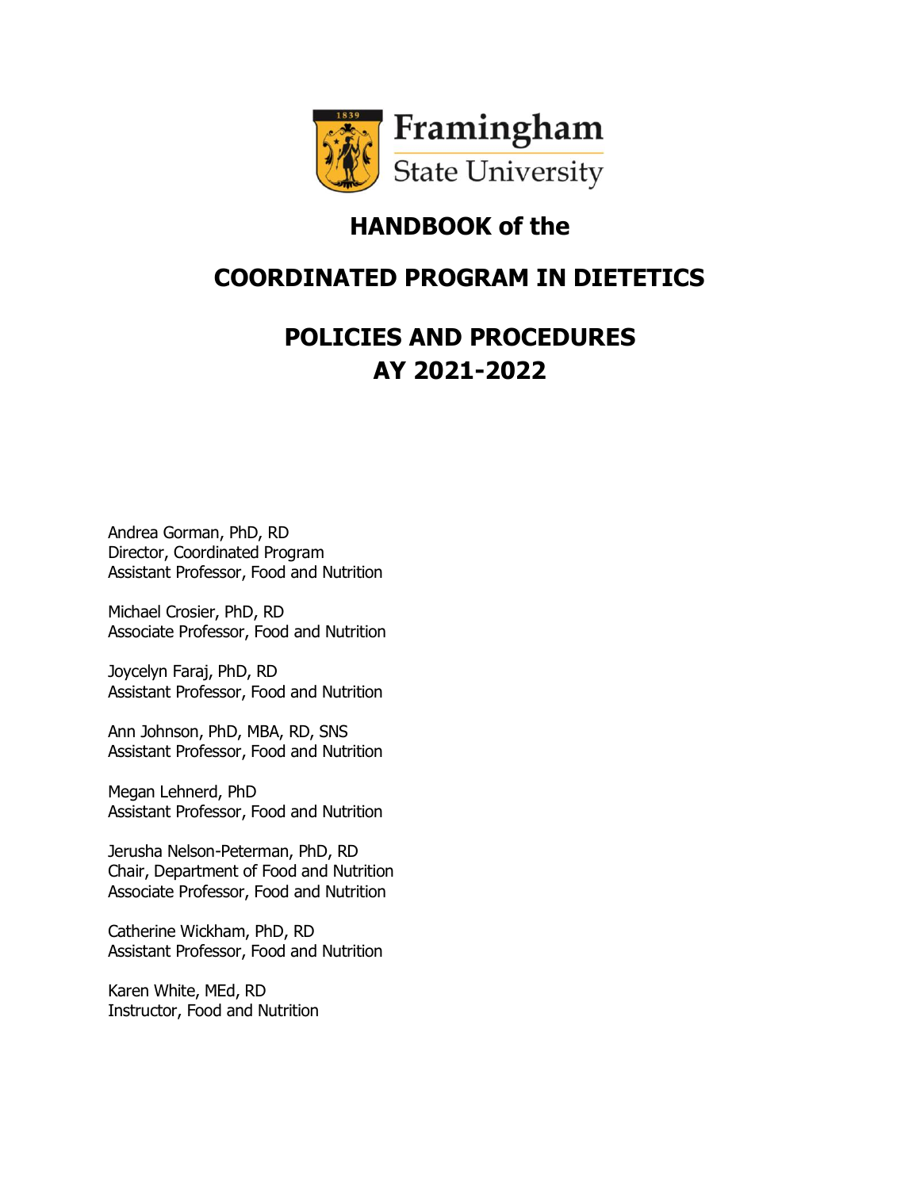Framingham State University

# HANDBOOK of the

# COORDINATED PROGRAM IN DIETETICS

# POLICIES AND PROCEDURES
# AY 2021-2022

Andrea Gorman, PhD, RD
Director, Coordinated Program
Assistant Professor, Food and Nutrition

Michael Crosier, PhD, RD
Associate Professor, Food and Nutrition

Joycelyn Faraj, PhD, RD
Assistant Professor, Food and Nutrition

Ann Johnson, PhD, MBA, RD, SNS
Assistant Professor, Food and Nutrition

Megan Lehnerd, PhD
Assistant Professor, Food and Nutrition

Jerusha Nelson-Peterman, PhD, RD
Chair, Department of Food and Nutrition
Associate Professor, Food and Nutrition

Catherine Wickham, PhD, RD
Assistant Professor, Food and Nutrition

Karen White, MEd, RD
Instructor, Food and Nutrition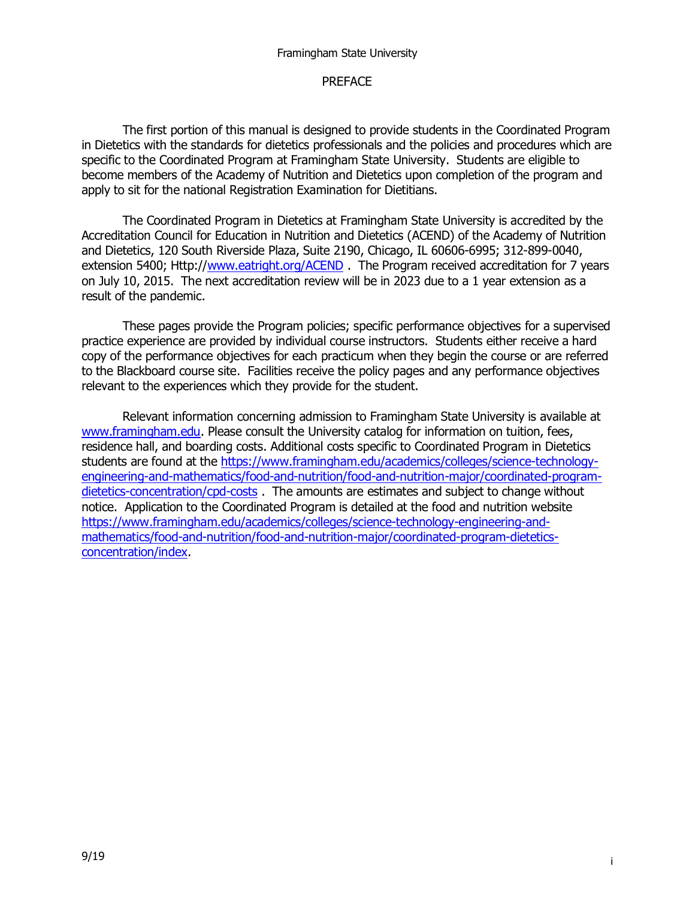# PREFACE

The first portion of this manual is designed to provide students in the Coordinated Program in Dietetics with the standards for dietetics professionals and the policies and procedures which are specific to the Coordinated Program at Framingham State University. Students are eligible to become members of the Academy of Nutrition and Dietetics upon completion of the program and apply to sit for the national Registration Examination for Dietitians.

The Coordinated Program in Dietetics at Framingham State University is accredited by the Accreditation Council for Education in Nutrition and Dietetics (ACEND) of the Academy of Nutrition and Dietetics, 120 South Riverside Plaza, Suite 2190, Chicago, IL 60606-6995; 312-899-0040, extension 5400; Http://www.eatright.org/ACEND . The Program received accreditation for 7 years on July 10, 2015. The next accreditation review will be in 2023 due to a 1 year extension as a result of the pandemic.

These pages provide the Program policies; specific performance objectives for a supervised practice experience are provided by individual course instructors. Students either receive a hard copy of the performance objectives for each practicum when they begin the course or are referred to the Blackboard course site. Facilities receive the policy pages and any performance objectives relevant to the experiences which they provide for the student.

Relevant information concerning admission to Framingham State University is available at www.framingham.edu. Please consult the University catalog for information on tuition, fees, residence hall, and boarding costs. Additional costs specific to Coordinated Program in Dietetics students are found at the https://www.framingham.edu/academics/colleges/science-technology-engineering-and-mathematics/food-and-nutrition/food-and-nutrition-major/coordinated-program-dietetics-concentration/cpd-costs . The amounts are estimates and subject to change without notice. Application to the Coordinated Program is detailed at the food and nutrition website https://www.framingham.edu/academics/colleges/science-technology-engineering-and-mathematics/food-and-nutrition/food-and-nutrition-major/coordinated-program-dietetics-concentration/index.

9/19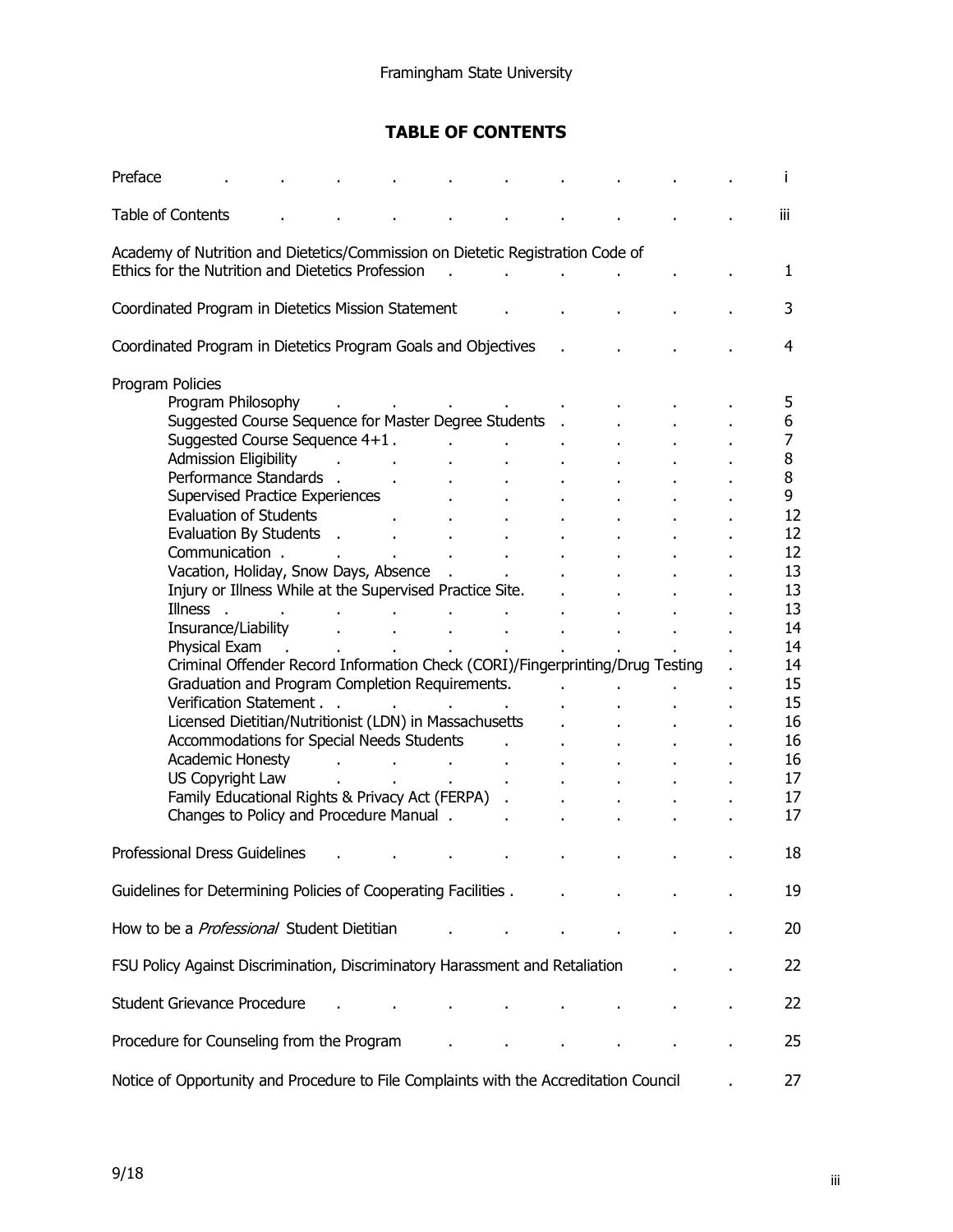Framingham State University

# TABLE OF CONTENTS

| Section | Page |
|---|---|
| Preface | i |
| Table of Contents | iii |
| Academy of Nutrition and Dietetics/Commission on Dietetic Registration Code of Ethics for the Nutrition and Dietetics Profession | 1 |
| Coordinated Program in Dietetics Mission Statement | 3 |
| Coordinated Program in Dietetics Program Goals and Objectives | 4 |
| Program Policies | |
| Program Philosophy | 5 |
| Suggested Course Sequence for Master Degree Students | 6 |
| Suggested Course Sequence 4+1 | 7 |
| Admission Eligibility | 8 |
| Performance Standards | 8 |
| Supervised Practice Experiences | 9 |
| Evaluation of Students | 12 |
| Evaluation By Students | 12 |
| Communication | 12 |
| Vacation, Holiday, Snow Days, Absence | 13 |
| Injury or Illness While at the Supervised Practice Site. | 13 |
| Illness | 13 |
| Insurance/Liability | 14 |
| Physical Exam | 14 |
| Criminal Offender Record Information Check (CORI)/Fingerprinting/Drug Testing | 14 |
| Graduation and Program Completion Requirements. | 15 |
| Verification Statement | 15 |
| Licensed Dietitian/Nutritionist (LDN) in Massachusetts | 16 |
| Accommodations for Special Needs Students | 16 |
| Academic Honesty | 16 |
| US Copyright Law | 17 |
| Family Educational Rights & Privacy Act (FERPA) | 17 |
| Changes to Policy and Procedure Manual | 17 |
| Professional Dress Guidelines | 18 |
| Guidelines for Determining Policies of Cooperating Facilities | 19 |
| How to be a *Professional* Student Dietitian | 20 |
| FSU Policy Against Discrimination, Discriminatory Harassment and Retaliation | 22 |
| Student Grievance Procedure | 22 |
| Procedure for Counseling from the Program | 25 |
| Notice of Opportunity and Procedure to File Complaints with the Accreditation Council | 27 |

9/18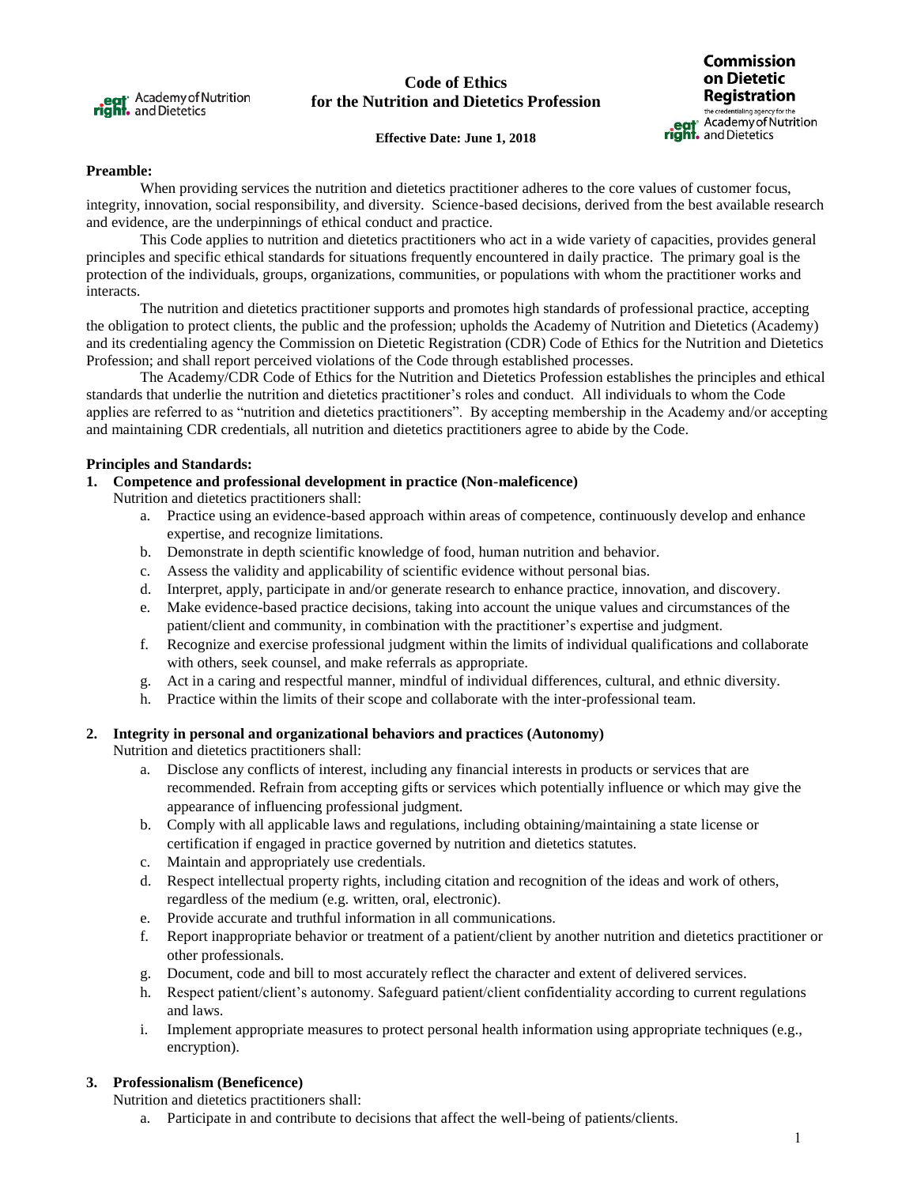# Code of Ethics for the Nutrition and Dietetics Profession

**Effective Date: June 1, 2018**

**Preamble:**

When providing services the nutrition and dietetics practitioner adheres to the core values of customer focus, integrity, innovation, social responsibility, and diversity. Science-based decisions, derived from the best available research and evidence, are the underpinnings of ethical conduct and practice.

This Code applies to nutrition and dietetics practitioners who act in a wide variety of capacities, provides general principles and specific ethical standards for situations frequently encountered in daily practice. The primary goal is the protection of the individuals, groups, organizations, communities, or populations with whom the practitioner works and interacts.

The nutrition and dietetics practitioner supports and promotes high standards of professional practice, accepting the obligation to protect clients, the public and the profession; upholds the Academy of Nutrition and Dietetics (Academy) and its credentialing agency the Commission on Dietetic Registration (CDR) Code of Ethics for the Nutrition and Dietetics Profession; and shall report perceived violations of the Code through established processes.

The Academy/CDR Code of Ethics for the Nutrition and Dietetics Profession establishes the principles and ethical standards that underlie the nutrition and dietetics practitioner's roles and conduct. All individuals to whom the Code applies are referred to as "nutrition and dietetics practitioners". By accepting membership in the Academy and/or accepting and maintaining CDR credentials, all nutrition and dietetics practitioners agree to abide by the Code.

**Principles and Standards:**

**1. Competence and professional development in practice (Non-maleficence)**

Nutrition and dietetics practitioners shall:

a. Practice using an evidence-based approach within areas of competence, continuously develop and enhance expertise, and recognize limitations.
b. Demonstrate in depth scientific knowledge of food, human nutrition and behavior.
c. Assess the validity and applicability of scientific evidence without personal bias.
d. Interpret, apply, participate in and/or generate research to enhance practice, innovation, and discovery.
e. Make evidence-based practice decisions, taking into account the unique values and circumstances of the patient/client and community, in combination with the practitioner's expertise and judgment.
f. Recognize and exercise professional judgment within the limits of individual qualifications and collaborate with others, seek counsel, and make referrals as appropriate.
g. Act in a caring and respectful manner, mindful of individual differences, cultural, and ethnic diversity.
h. Practice within the limits of their scope and collaborate with the inter-professional team.

**2. Integrity in personal and organizational behaviors and practices (Autonomy)**

Nutrition and dietetics practitioners shall:

a. Disclose any conflicts of interest, including any financial interests in products or services that are recommended. Refrain from accepting gifts or services which potentially influence or which may give the appearance of influencing professional judgment.
b. Comply with all applicable laws and regulations, including obtaining/maintaining a state license or certification if engaged in practice governed by nutrition and dietetics statutes.
c. Maintain and appropriately use credentials.
d. Respect intellectual property rights, including citation and recognition of the ideas and work of others, regardless of the medium (e.g. written, oral, electronic).
e. Provide accurate and truthful information in all communications.
f. Report inappropriate behavior or treatment of a patient/client by another nutrition and dietetics practitioner or other professionals.
g. Document, code and bill to most accurately reflect the character and extent of delivered services.
h. Respect patient/client's autonomy. Safeguard patient/client confidentiality according to current regulations and laws.
i. Implement appropriate measures to protect personal health information using appropriate techniques (e.g., encryption).

**3. Professionalism (Beneficence)**

Nutrition and dietetics practitioners shall:

a. Participate in and contribute to decisions that affect the well-being of patients/clients.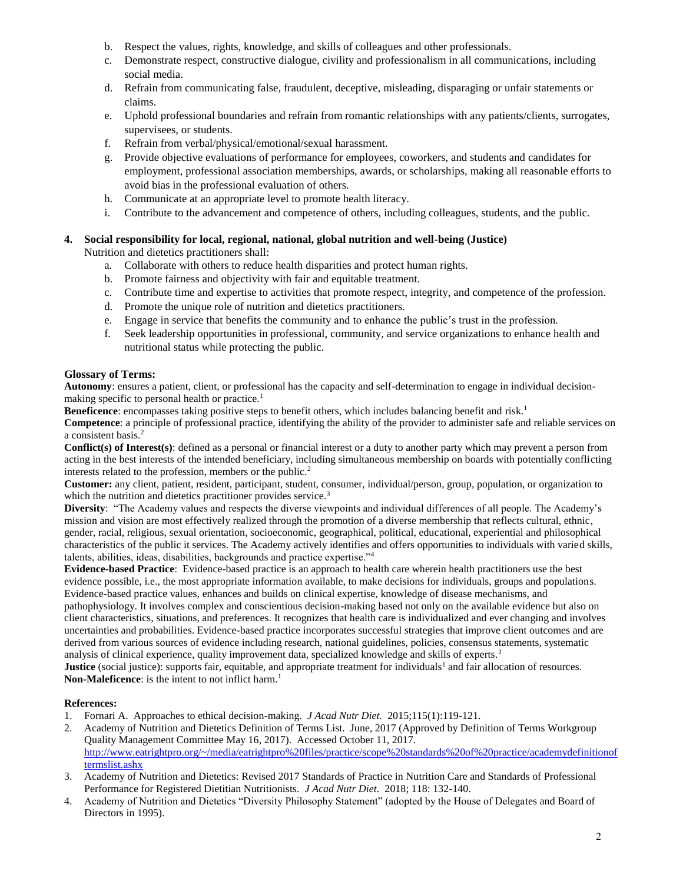b. Respect the values, rights, knowledge, and skills of colleagues and other professionals.
c. Demonstrate respect, constructive dialogue, civility and professionalism in all communications, including social media.
d. Refrain from communicating false, fraudulent, deceptive, misleading, disparaging or unfair statements or claims.
e. Uphold professional boundaries and refrain from romantic relationships with any patients/clients, surrogates, supervisees, or students.
f. Refrain from verbal/physical/emotional/sexual harassment.
g. Provide objective evaluations of performance for employees, coworkers, and students and candidates for employment, professional association memberships, awards, or scholarships, making all reasonable efforts to avoid bias in the professional evaluation of others.
h. Communicate at an appropriate level to promote health literacy.
i. Contribute to the advancement and competence of others, including colleagues, students, and the public.

**4. Social responsibility for local, regional, national, global nutrition and well-being (Justice)**

Nutrition and dietetics practitioners shall:

a. Collaborate with others to reduce health disparities and protect human rights.
b. Promote fairness and objectivity with fair and equitable treatment.
c. Contribute time and expertise to activities that promote respect, integrity, and competence of the profession.
d. Promote the unique role of nutrition and dietetics practitioners.
e. Engage in service that benefits the community and to enhance the public's trust in the profession.
f. Seek leadership opportunities in professional, community, and service organizations to enhance health and nutritional status while protecting the public.

**Glossary of Terms:**

**Autonomy**: ensures a patient, client, or professional has the capacity and self-determination to engage in individual decision-making specific to personal health or practice.[1]

**Beneficence**: encompasses taking positive steps to benefit others, which includes balancing benefit and risk.[1]

**Competence**: a principle of professional practice, identifying the ability of the provider to administer safe and reliable services on a consistent basis.[2]

**Conflict(s) of Interest(s)**: defined as a personal or financial interest or a duty to another party which may prevent a person from acting in the best interests of the intended beneficiary, including simultaneous membership on boards with potentially conflicting interests related to the profession, members or the public.[2]

**Customer:** any client, patient, resident, participant, student, consumer, individual/person, group, population, or organization to which the nutrition and dietetics practitioner provides service.[3]

**Diversity**: "The Academy values and respects the diverse viewpoints and individual differences of all people. The Academy's mission and vision are most effectively realized through the promotion of a diverse membership that reflects cultural, ethnic, gender, racial, religious, sexual orientation, socioeconomic, geographical, political, educational, experiential and philosophical characteristics of the public it services. The Academy actively identifies and offers opportunities to individuals with varied skills, talents, abilities, ideas, disabilities, backgrounds and practice expertise."[4]

**Evidence-based Practice**: Evidence-based practice is an approach to health care wherein health practitioners use the best evidence possible, i.e., the most appropriate information available, to make decisions for individuals, groups and populations. Evidence-based practice values, enhances and builds on clinical expertise, knowledge of disease mechanisms, and pathophysiology. It involves complex and conscientious decision-making based not only on the available evidence but also on client characteristics, situations, and preferences. It recognizes that health care is individualized and ever changing and involves uncertainties and probabilities. Evidence-based practice incorporates successful strategies that improve client outcomes and are derived from various sources of evidence including research, national guidelines, policies, consensus statements, systematic analysis of clinical experience, quality improvement data, specialized knowledge and skills of experts.[2]

**Justice** (social justice): supports fair, equitable, and appropriate treatment for individuals[1] and fair allocation of resources.

**Non-Maleficence**: is the intent to not inflict harm.[1]

**References:**

1. Fornari A. Approaches to ethical decision-making. *J Acad Nutr Diet.* 2015;115(1):119-121.
2. Academy of Nutrition and Dietetics Definition of Terms List. June, 2017 (Approved by Definition of Terms Workgroup Quality Management Committee May 16, 2017). Accessed October 11, 2017. http://www.eatrightpro.org/~/media/eatrightpro%20files/practice/scope%20standards%20of%20practice/academydefinitionoftermslist.ashx
3. Academy of Nutrition and Dietetics: Revised 2017 Standards of Practice in Nutrition Care and Standards of Professional Performance for Registered Dietitian Nutritionists. *J Acad Nutr Diet*. 2018; 118: 132-140.
4. Academy of Nutrition and Dietetics "Diversity Philosophy Statement" (adopted by the House of Delegates and Board of Directors in 1995).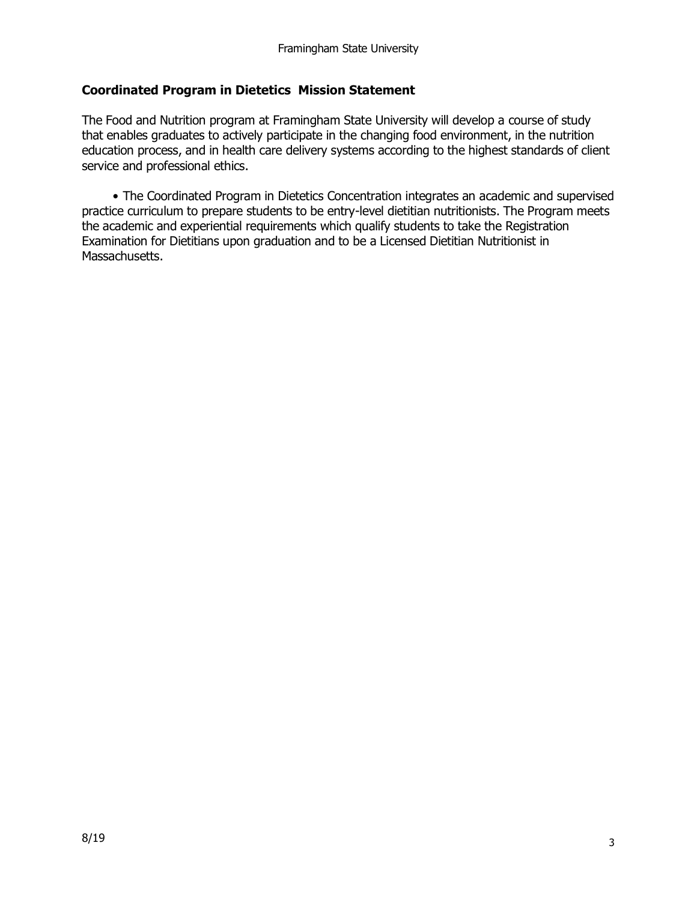## Coordinated Program in Dietetics Mission Statement

The Food and Nutrition program at Framingham State University will develop a course of study that enables graduates to actively participate in the changing food environment, in the nutrition education process, and in health care delivery systems according to the highest standards of client service and professional ethics.

- The Coordinated Program in Dietetics Concentration integrates an academic and supervised practice curriculum to prepare students to be entry-level dietitian nutritionists. The Program meets the academic and experiential requirements which qualify students to take the Registration Examination for Dietitians upon graduation and to be a Licensed Dietitian Nutritionist in Massachusetts.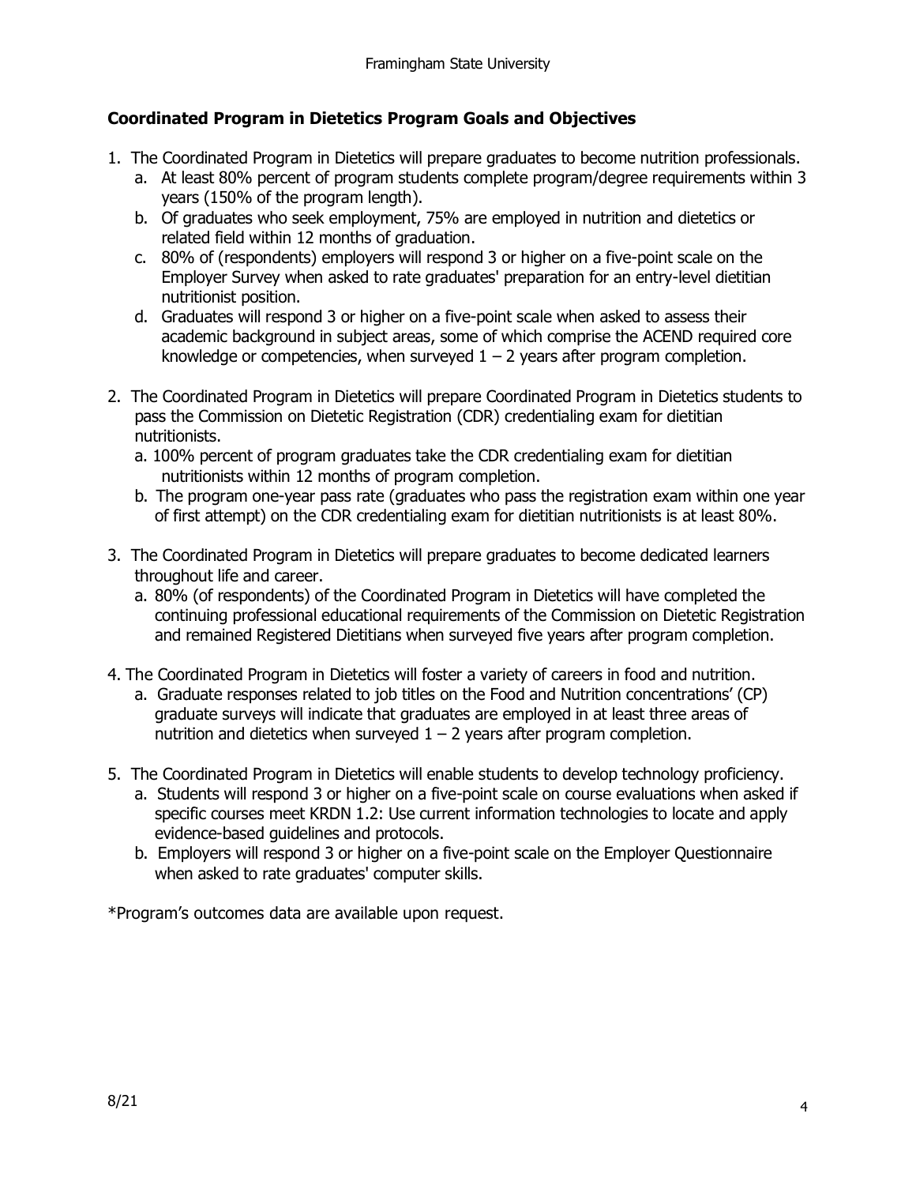## Coordinated Program in Dietetics Program Goals and Objectives

1. The Coordinated Program in Dietetics will prepare graduates to become nutrition professionals.
   a. At least 80% percent of program students complete program/degree requirements within 3 years (150% of the program length).
   b. Of graduates who seek employment, 75% are employed in nutrition and dietetics or related field within 12 months of graduation.
   c. 80% of (respondents) employers will respond 3 or higher on a five-point scale on the Employer Survey when asked to rate graduates' preparation for an entry-level dietitian nutritionist position.
   d. Graduates will respond 3 or higher on a five-point scale when asked to assess their academic background in subject areas, some of which comprise the ACEND required core knowledge or competencies, when surveyed 1 – 2 years after program completion.

2. The Coordinated Program in Dietetics will prepare Coordinated Program in Dietetics students to pass the Commission on Dietetic Registration (CDR) credentialing exam for dietitian nutritionists.
   a. 100% percent of program graduates take the CDR credentialing exam for dietitian nutritionists within 12 months of program completion.
   b. The program one-year pass rate (graduates who pass the registration exam within one year of first attempt) on the CDR credentialing exam for dietitian nutritionists is at least 80%.

3. The Coordinated Program in Dietetics will prepare graduates to become dedicated learners throughout life and career.
   a. 80% (of respondents) of the Coordinated Program in Dietetics will have completed the continuing professional educational requirements of the Commission on Dietetic Registration and remained Registered Dietitians when surveyed five years after program completion.

4. The Coordinated Program in Dietetics will foster a variety of careers in food and nutrition.
   a. Graduate responses related to job titles on the Food and Nutrition concentrations' (CP) graduate surveys will indicate that graduates are employed in at least three areas of nutrition and dietetics when surveyed 1 – 2 years after program completion.

5. The Coordinated Program in Dietetics will enable students to develop technology proficiency.
   a. Students will respond 3 or higher on a five-point scale on course evaluations when asked if specific courses meet KRDN 1.2: Use current information technologies to locate and apply evidence-based guidelines and protocols.
   b. Employers will respond 3 or higher on a five-point scale on the Employer Questionnaire when asked to rate graduates' computer skills.

*Program's outcomes data are available upon request.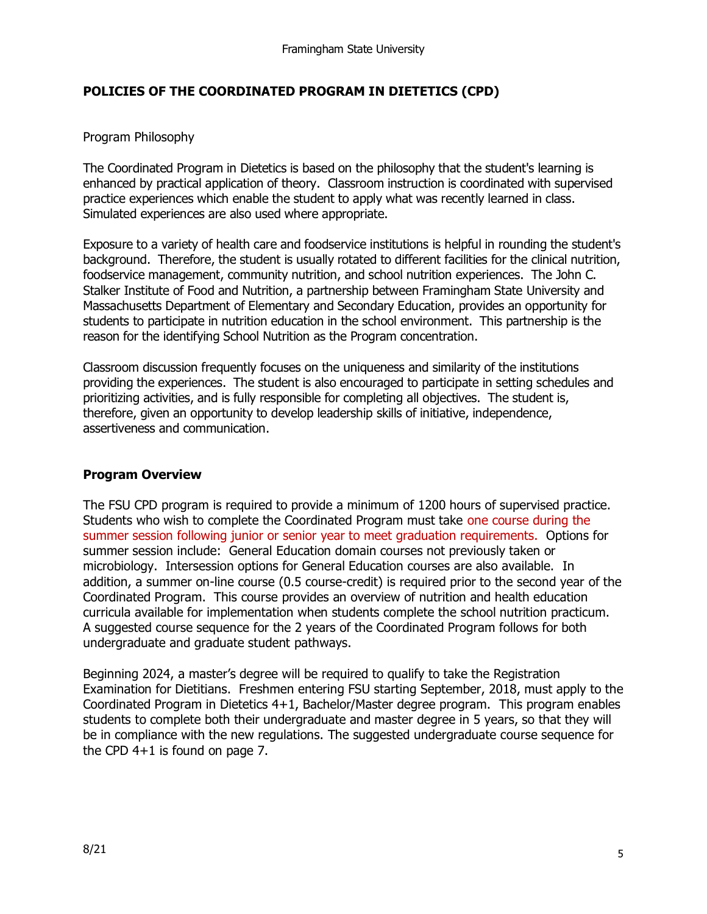## POLICIES OF THE COORDINATED PROGRAM IN DIETETICS (CPD)

Program Philosophy

The Coordinated Program in Dietetics is based on the philosophy that the student's learning is enhanced by practical application of theory. Classroom instruction is coordinated with supervised practice experiences which enable the student to apply what was recently learned in class. Simulated experiences are also used where appropriate.

Exposure to a variety of health care and foodservice institutions is helpful in rounding the student's background. Therefore, the student is usually rotated to different facilities for the clinical nutrition, foodservice management, community nutrition, and school nutrition experiences. The John C. Stalker Institute of Food and Nutrition, a partnership between Framingham State University and Massachusetts Department of Elementary and Secondary Education, provides an opportunity for students to participate in nutrition education in the school environment. This partnership is the reason for the identifying School Nutrition as the Program concentration.

Classroom discussion frequently focuses on the uniqueness and similarity of the institutions providing the experiences. The student is also encouraged to participate in setting schedules and prioritizing activities, and is fully responsible for completing all objectives. The student is, therefore, given an opportunity to develop leadership skills of initiative, independence, assertiveness and communication.

### Program Overview

The FSU CPD program is required to provide a minimum of 1200 hours of supervised practice. Students who wish to complete the Coordinated Program must take one course during the summer session following junior or senior year to meet graduation requirements. Options for summer session include: General Education domain courses not previously taken or microbiology. Intersession options for General Education courses are also available. In addition, a summer on-line course (0.5 course-credit) is required prior to the second year of the Coordinated Program. This course provides an overview of nutrition and health education curricula available for implementation when students complete the school nutrition practicum. A suggested course sequence for the 2 years of the Coordinated Program follows for both undergraduate and graduate student pathways.

Beginning 2024, a master's degree will be required to qualify to take the Registration Examination for Dietitians. Freshmen entering FSU starting September, 2018, must apply to the Coordinated Program in Dietetics 4+1, Bachelor/Master degree program. This program enables students to complete both their undergraduate and master degree in 5 years, so that they will be in compliance with the new regulations. The suggested undergraduate course sequence for the CPD 4+1 is found on page 7.

8/21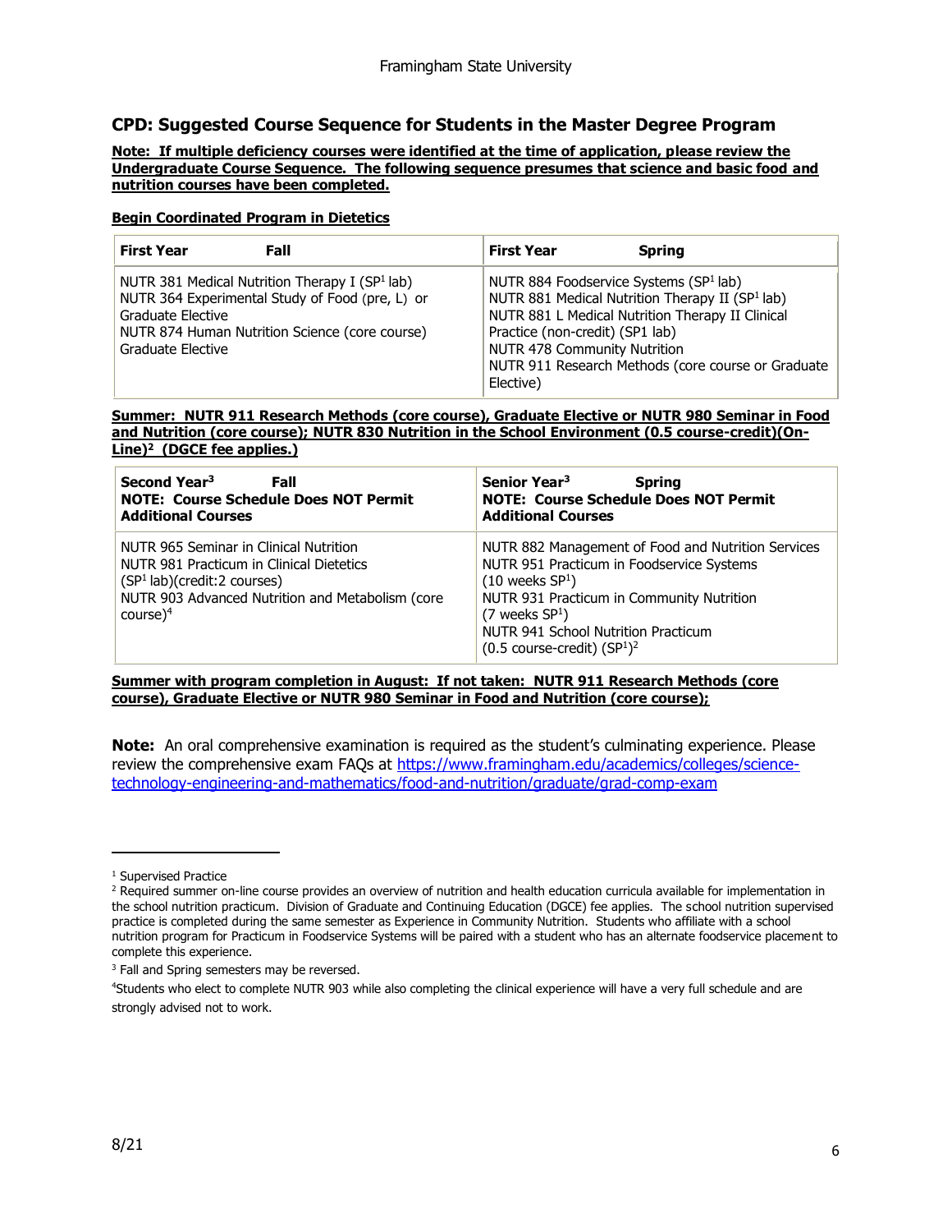## CPD: Suggested Course Sequence for Students in the Master Degree Program

**Note: If multiple deficiency courses were identified at the time of application, please review the Undergraduate Course Sequence. The following sequence presumes that science and basic food and nutrition courses have been completed.**

**Begin Coordinated Program in Dietetics**

| **First Year Fall** | **First Year Spring** |
|---|---|
| NUTR 381 Medical Nutrition Therapy I (SP[1] lab)<br>NUTR 364 Experimental Study of Food (pre, L) or Graduate Elective<br>NUTR 874 Human Nutrition Science (core course)<br>Graduate Elective | NUTR 884 Foodservice Systems (SP[1] lab)<br>NUTR 881 Medical Nutrition Therapy II (SP[1] lab)<br>NUTR 881 L Medical Nutrition Therapy II Clinical Practice (non-credit) (SP1 lab)<br>NUTR 478 Community Nutrition<br>NUTR 911 Research Methods (core course or Graduate Elective) |

**Summer: NUTR 911 Research Methods (core course), Graduate Elective or NUTR 980 Seminar in Food and Nutrition (core course); NUTR 830 Nutrition in the School Environment (0.5 course-credit)(On-Line)[2] (DGCE fee applies.)**

| **Second Year[3] Fall**<br>**NOTE: Course Schedule Does NOT Permit Additional Courses** | **Senior Year[3] Spring**<br>**NOTE: Course Schedule Does NOT Permit Additional Courses** |
|---|---|
| NUTR 965 Seminar in Clinical Nutrition<br>NUTR 981 Practicum in Clinical Dietetics (SP[1] lab)(credit:2 courses)<br>NUTR 903 Advanced Nutrition and Metabolism (core course)[4] | NUTR 882 Management of Food and Nutrition Services<br>NUTR 951 Practicum in Foodservice Systems (10 weeks SP[1])<br>NUTR 931 Practicum in Community Nutrition (7 weeks SP[1])<br>NUTR 941 School Nutrition Practicum (0.5 course-credit) (SP[1])[2] |

**Summer with program completion in August: If not taken: NUTR 911 Research Methods (core course), Graduate Elective or NUTR 980 Seminar in Food and Nutrition (core course);**

**Note:** An oral comprehensive examination is required as the student's culminating experience. Please review the comprehensive exam FAQs at https://www.framingham.edu/academics/colleges/science-technology-engineering-and-mathematics/food-and-nutrition/graduate/grad-comp-exam

---

[1] Supervised Practice

[2] Required summer on-line course provides an overview of nutrition and health education curricula available for implementation in the school nutrition practicum. Division of Graduate and Continuing Education (DGCE) fee applies. The school nutrition supervised practice is completed during the same semester as Experience in Community Nutrition. Students who affiliate with a school nutrition program for Practicum in Foodservice Systems will be paired with a student who has an alternate foodservice placement to complete this experience.

[3] Fall and Spring semesters may be reversed.

[4] Students who elect to complete NUTR 903 while also completing the clinical experience will have a very full schedule and are strongly advised not to work.

8/21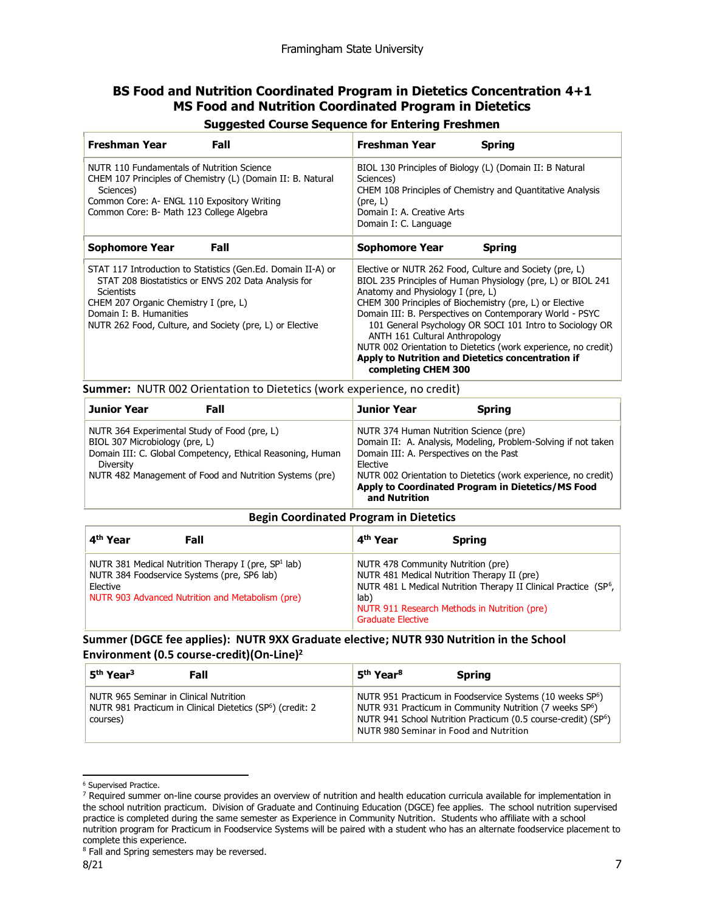# BS Food and Nutrition Coordinated Program in Dietetics Concentration 4+1 MS Food and Nutrition Coordinated Program in Dietetics

## Suggested Course Sequence for Entering Freshmen

| Freshman Year Fall | Freshman Year Spring |
|---|---|
| NUTR 110 Fundamentals of Nutrition Science<br>CHEM 107 Principles of Chemistry (L) (Domain II: B. Natural Sciences)<br>Common Core: A- ENGL 110 Expository Writing<br>Common Core: B- Math 123 College Algebra | BIOL 130 Principles of Biology (L) (Domain II: B Natural Sciences)<br>CHEM 108 Principles of Chemistry and Quantitative Analysis (pre, L)<br>Domain I: A. Creative Arts<br>Domain I: C. Language |
| **Sophomore Year Fall** | **Sophomore Year Spring** |
| STAT 117 Introduction to Statistics (Gen.Ed. Domain II-A) or STAT 208 Biostatistics or ENVS 202 Data Analysis for Scientists<br>CHEM 207 Organic Chemistry I (pre, L)<br>Domain I: B. Humanities<br>NUTR 262 Food, Culture, and Society (pre, L) or Elective | Elective or NUTR 262 Food, Culture and Society (pre, L)<br>BIOL 235 Principles of Human Physiology (pre, L) or BIOL 241 Anatomy and Physiology I (pre, L)<br>CHEM 300 Principles of Biochemistry (pre, L) or Elective<br>Domain III: B. Perspectives on Contemporary World - PSYC 101 General Psychology OR SOCI 101 Intro to Sociology OR ANTH 161 Cultural Anthropology<br>NUTR 002 Orientation to Dietetics (work experience, no credit)<br>**Apply to Nutrition and Dietetics concentration if completing CHEM 300** |

**Summer:** NUTR 002 Orientation to Dietetics (work experience, no credit)

| Junior Year Fall | Junior Year Spring |
|---|---|
| NUTR 364 Experimental Study of Food (pre, L)<br>BIOL 307 Microbiology (pre, L)<br>Domain III: C. Global Competency, Ethical Reasoning, Human Diversity<br>NUTR 482 Management of Food and Nutrition Systems (pre) | NUTR 374 Human Nutrition Science (pre)<br>Domain II: A. Analysis, Modeling, Problem-Solving if not taken<br>Domain III: A. Perspectives on the Past<br>Elective<br>NUTR 002 Orientation to Dietetics (work experience, no credit)<br>**Apply to Coordinated Program in Dietetics/MS Food and Nutrition** |

**Begin Coordinated Program in Dietetics**

| 4th Year Fall | 4th Year Spring |
|---|---|
| NUTR 381 Medical Nutrition Therapy I (pre, SP[1] lab)<br>NUTR 384 Foodservice Systems (pre, SP6 lab)<br>Elective<br>NUTR 903 Advanced Nutrition and Metabolism (pre) | NUTR 478 Community Nutrition (pre)<br>NUTR 481 Medical Nutrition Therapy II (pre)<br>NUTR 481 L Medical Nutrition Therapy II Clinical Practice (SP[6], lab)<br>NUTR 911 Research Methods in Nutrition (pre)<br>Graduate Elective |

**Summer (DGCE fee applies): NUTR 9XX Graduate elective; NUTR 930 Nutrition in the School Environment (0.5 course-credit)(On-Line)[2]**

| 5th Year[3] Fall | 5th Year[8] Spring |
|---|---|
| NUTR 965 Seminar in Clinical Nutrition<br>NUTR 981 Practicum in Clinical Dietetics (SP[6]) (credit: 2 courses) | NUTR 951 Practicum in Foodservice Systems (10 weeks SP[6])<br>NUTR 931 Practicum in Community Nutrition (7 weeks SP[6])<br>NUTR 941 School Nutrition Practicum (0.5 course-credit) (SP[6])<br>NUTR 980 Seminar in Food and Nutrition |

---

[6] Supervised Practice.

[7] Required summer on-line course provides an overview of nutrition and health education curricula available for implementation in the school nutrition practicum. Division of Graduate and Continuing Education (DGCE) fee applies. The school nutrition supervised practice is completed during the same semester as Experience in Community Nutrition. Students who affiliate with a school nutrition program for Practicum in Foodservice Systems will be paired with a student who has an alternate foodservice placement to complete this experience.

[8] Fall and Spring semesters may be reversed.

8/21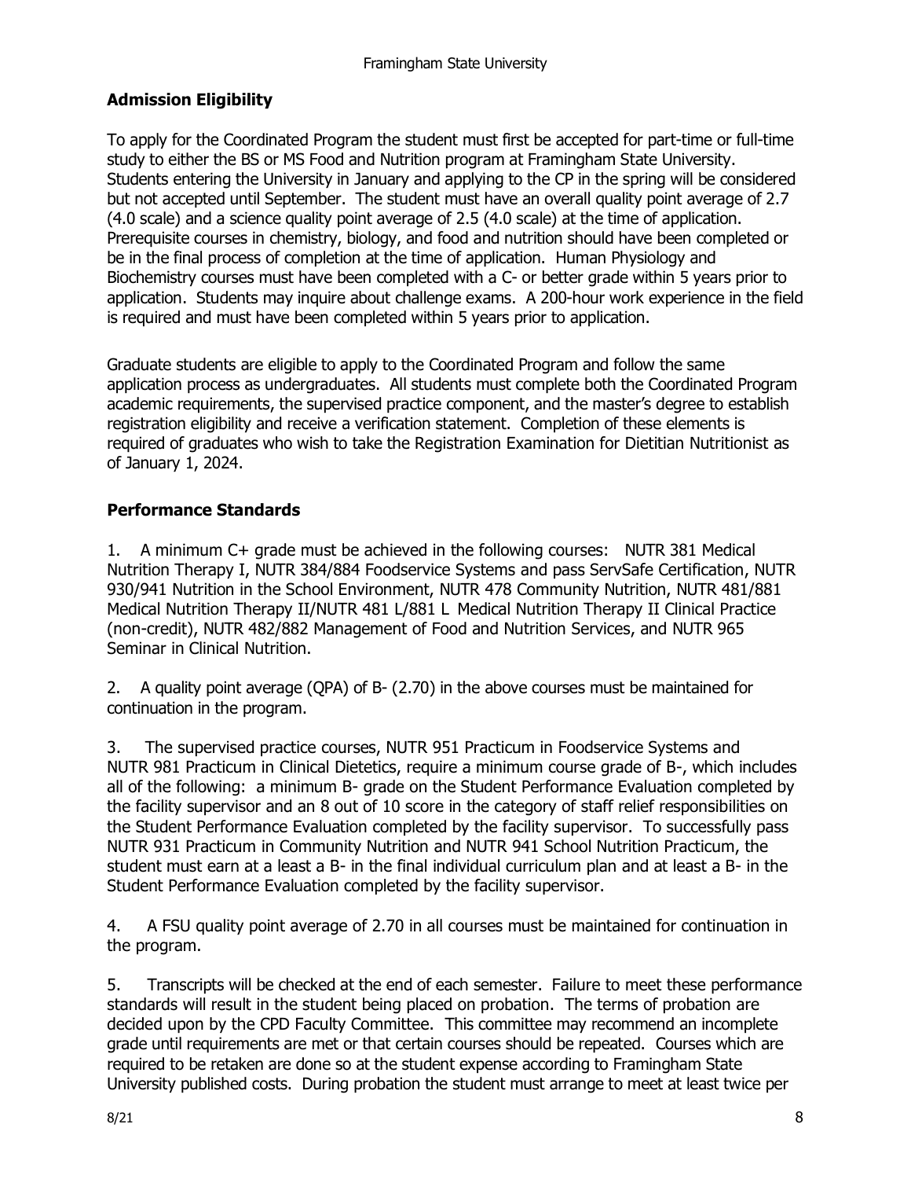## Admission Eligibility

To apply for the Coordinated Program the student must first be accepted for part-time or full-time study to either the BS or MS Food and Nutrition program at Framingham State University. Students entering the University in January and applying to the CP in the spring will be considered but not accepted until September. The student must have an overall quality point average of 2.7 (4.0 scale) and a science quality point average of 2.5 (4.0 scale) at the time of application. Prerequisite courses in chemistry, biology, and food and nutrition should have been completed or be in the final process of completion at the time of application. Human Physiology and Biochemistry courses must have been completed with a C- or better grade within 5 years prior to application. Students may inquire about challenge exams. A 200-hour work experience in the field is required and must have been completed within 5 years prior to application.

Graduate students are eligible to apply to the Coordinated Program and follow the same application process as undergraduates. All students must complete both the Coordinated Program academic requirements, the supervised practice component, and the master's degree to establish registration eligibility and receive a verification statement. Completion of these elements is required of graduates who wish to take the Registration Examination for Dietitian Nutritionist as of January 1, 2024.

## Performance Standards

1. A minimum C+ grade must be achieved in the following courses: NUTR 381 Medical Nutrition Therapy I, NUTR 384/884 Foodservice Systems and pass ServSafe Certification, NUTR 930/941 Nutrition in the School Environment, NUTR 478 Community Nutrition, NUTR 481/881 Medical Nutrition Therapy II/NUTR 481 L/881 L Medical Nutrition Therapy II Clinical Practice (non-credit), NUTR 482/882 Management of Food and Nutrition Services, and NUTR 965 Seminar in Clinical Nutrition.

2. A quality point average (QPA) of B- (2.70) in the above courses must be maintained for continuation in the program.

3. The supervised practice courses, NUTR 951 Practicum in Foodservice Systems and NUTR 981 Practicum in Clinical Dietetics, require a minimum course grade of B-, which includes all of the following: a minimum B- grade on the Student Performance Evaluation completed by the facility supervisor and an 8 out of 10 score in the category of staff relief responsibilities on the Student Performance Evaluation completed by the facility supervisor. To successfully pass NUTR 931 Practicum in Community Nutrition and NUTR 941 School Nutrition Practicum, the student must earn at a least a B- in the final individual curriculum plan and at least a B- in the Student Performance Evaluation completed by the facility supervisor.

4. A FSU quality point average of 2.70 in all courses must be maintained for continuation in the program.

5. Transcripts will be checked at the end of each semester. Failure to meet these performance standards will result in the student being placed on probation. The terms of probation are decided upon by the CPD Faculty Committee. This committee may recommend an incomplete grade until requirements are met or that certain courses should be repeated. Courses which are required to be retaken are done so at the student expense according to Framingham State University published costs. During probation the student must arrange to meet at least twice per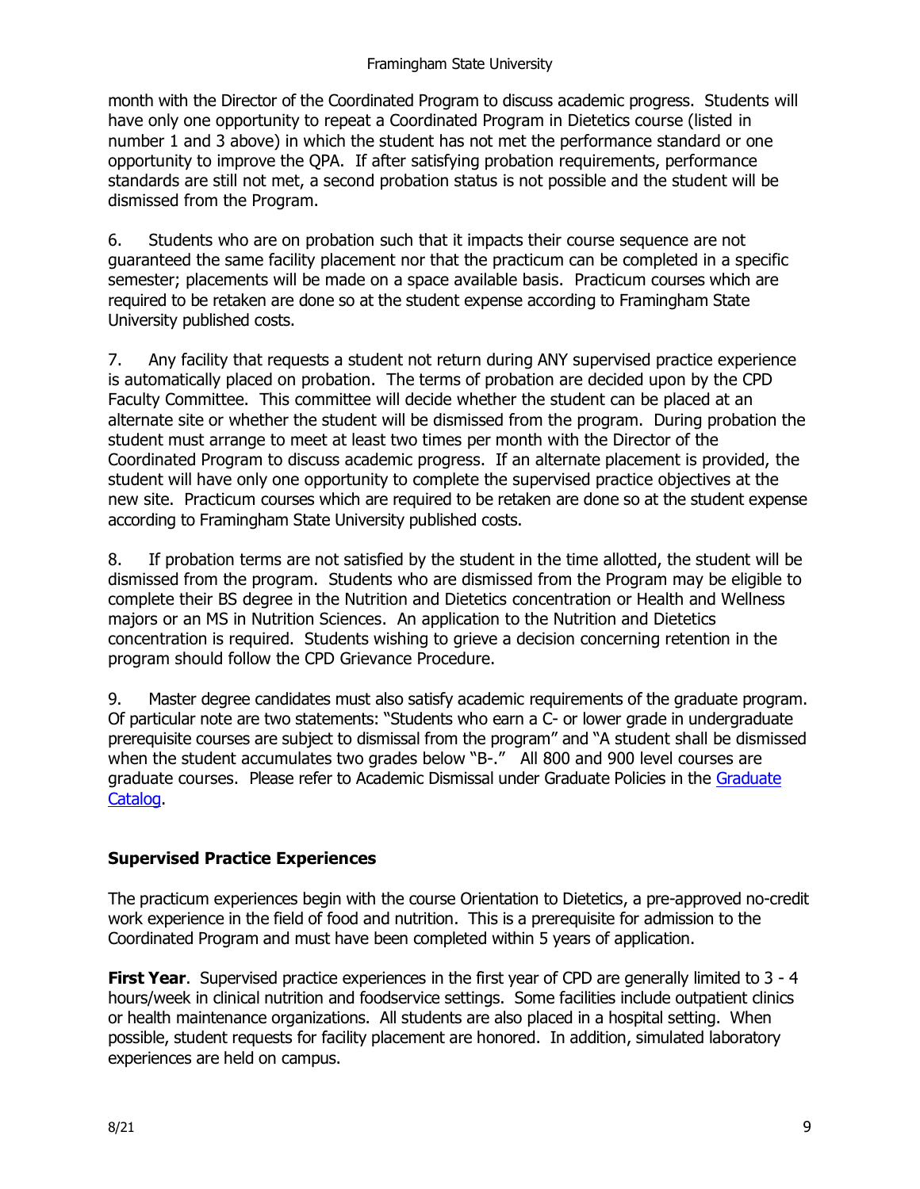month with the Director of the Coordinated Program to discuss academic progress. Students will have only one opportunity to repeat a Coordinated Program in Dietetics course (listed in number 1 and 3 above) in which the student has not met the performance standard or one opportunity to improve the QPA. If after satisfying probation requirements, performance standards are still not met, a second probation status is not possible and the student will be dismissed from the Program.

6. Students who are on probation such that it impacts their course sequence are not guaranteed the same facility placement nor that the practicum can be completed in a specific semester; placements will be made on a space available basis. Practicum courses which are required to be retaken are done so at the student expense according to Framingham State University published costs.

7. Any facility that requests a student not return during ANY supervised practice experience is automatically placed on probation. The terms of probation are decided upon by the CPD Faculty Committee. This committee will decide whether the student can be placed at an alternate site or whether the student will be dismissed from the program. During probation the student must arrange to meet at least two times per month with the Director of the Coordinated Program to discuss academic progress. If an alternate placement is provided, the student will have only one opportunity to complete the supervised practice objectives at the new site. Practicum courses which are required to be retaken are done so at the student expense according to Framingham State University published costs.

8. If probation terms are not satisfied by the student in the time allotted, the student will be dismissed from the program. Students who are dismissed from the Program may be eligible to complete their BS degree in the Nutrition and Dietetics concentration or Health and Wellness majors or an MS in Nutrition Sciences. An application to the Nutrition and Dietetics concentration is required. Students wishing to grieve a decision concerning retention in the program should follow the CPD Grievance Procedure.

9. Master degree candidates must also satisfy academic requirements of the graduate program. Of particular note are two statements: "Students who earn a C- or lower grade in undergraduate prerequisite courses are subject to dismissal from the program" and "A student shall be dismissed when the student accumulates two grades below "B-." All 800 and 900 level courses are graduate courses. Please refer to Academic Dismissal under Graduate Policies in the Graduate Catalog.

## Supervised Practice Experiences

The practicum experiences begin with the course Orientation to Dietetics, a pre-approved no-credit work experience in the field of food and nutrition. This is a prerequisite for admission to the Coordinated Program and must have been completed within 5 years of application.

**First Year**. Supervised practice experiences in the first year of CPD are generally limited to 3 - 4 hours/week in clinical nutrition and foodservice settings. Some facilities include outpatient clinics or health maintenance organizations. All students are also placed in a hospital setting. When possible, student requests for facility placement are honored. In addition, simulated laboratory experiences are held on campus.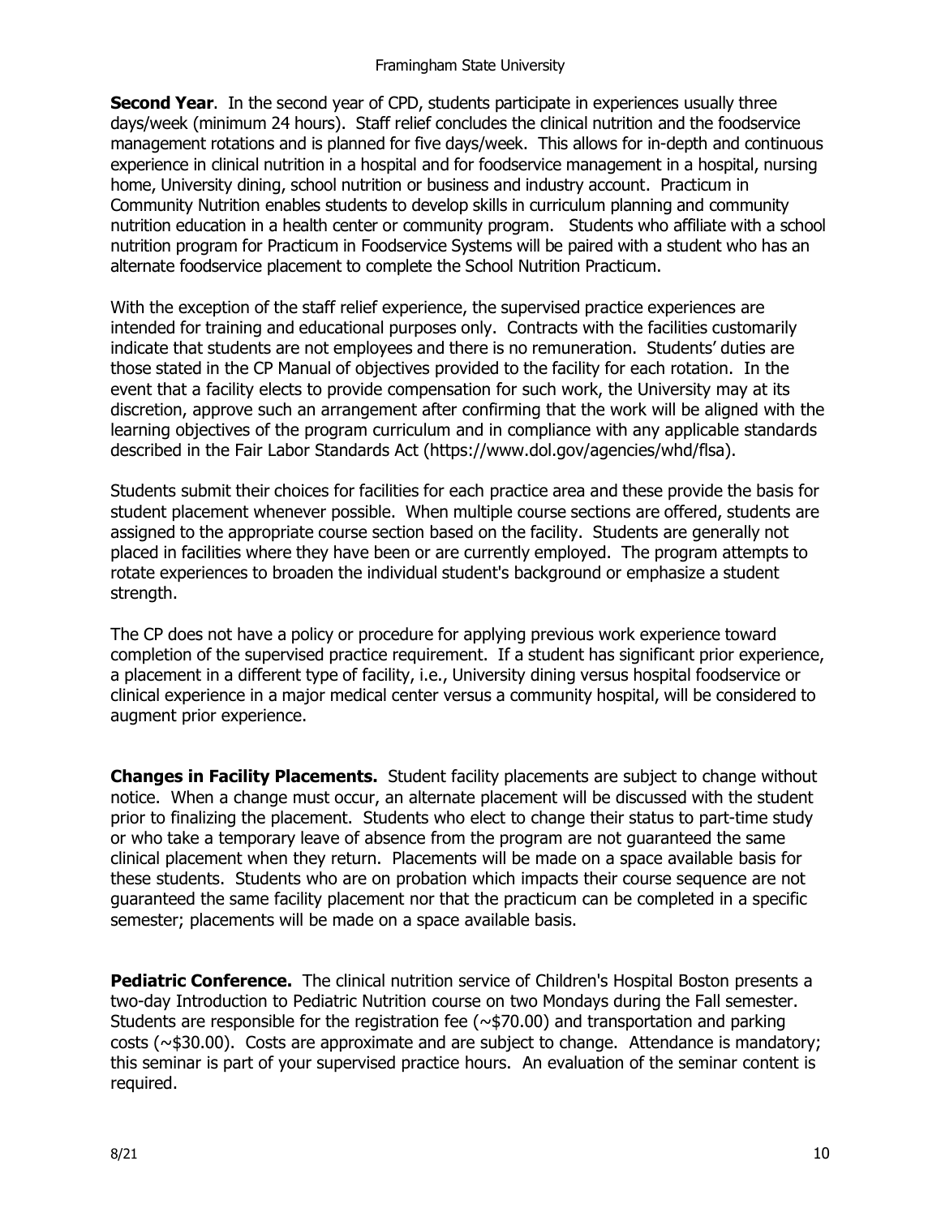**Second Year**. In the second year of CPD, students participate in experiences usually three days/week (minimum 24 hours). Staff relief concludes the clinical nutrition and the foodservice management rotations and is planned for five days/week. This allows for in-depth and continuous experience in clinical nutrition in a hospital and for foodservice management in a hospital, nursing home, University dining, school nutrition or business and industry account. Practicum in Community Nutrition enables students to develop skills in curriculum planning and community nutrition education in a health center or community program. Students who affiliate with a school nutrition program for Practicum in Foodservice Systems will be paired with a student who has an alternate foodservice placement to complete the School Nutrition Practicum.

With the exception of the staff relief experience, the supervised practice experiences are intended for training and educational purposes only. Contracts with the facilities customarily indicate that students are not employees and there is no remuneration. Students' duties are those stated in the CP Manual of objectives provided to the facility for each rotation. In the event that a facility elects to provide compensation for such work, the University may at its discretion, approve such an arrangement after confirming that the work will be aligned with the learning objectives of the program curriculum and in compliance with any applicable standards described in the Fair Labor Standards Act (https://www.dol.gov/agencies/whd/flsa).

Students submit their choices for facilities for each practice area and these provide the basis for student placement whenever possible. When multiple course sections are offered, students are assigned to the appropriate course section based on the facility. Students are generally not placed in facilities where they have been or are currently employed. The program attempts to rotate experiences to broaden the individual student's background or emphasize a student strength.

The CP does not have a policy or procedure for applying previous work experience toward completion of the supervised practice requirement. If a student has significant prior experience, a placement in a different type of facility, i.e., University dining versus hospital foodservice or clinical experience in a major medical center versus a community hospital, will be considered to augment prior experience.

**Changes in Facility Placements.** Student facility placements are subject to change without notice. When a change must occur, an alternate placement will be discussed with the student prior to finalizing the placement. Students who elect to change their status to part-time study or who take a temporary leave of absence from the program are not guaranteed the same clinical placement when they return. Placements will be made on a space available basis for these students. Students who are on probation which impacts their course sequence are not guaranteed the same facility placement nor that the practicum can be completed in a specific semester; placements will be made on a space available basis.

**Pediatric Conference.** The clinical nutrition service of Children's Hospital Boston presents a two-day Introduction to Pediatric Nutrition course on two Mondays during the Fall semester. Students are responsible for the registration fee (~$70.00) and transportation and parking costs (~$30.00). Costs are approximate and are subject to change. Attendance is mandatory; this seminar is part of your supervised practice hours. An evaluation of the seminar content is required.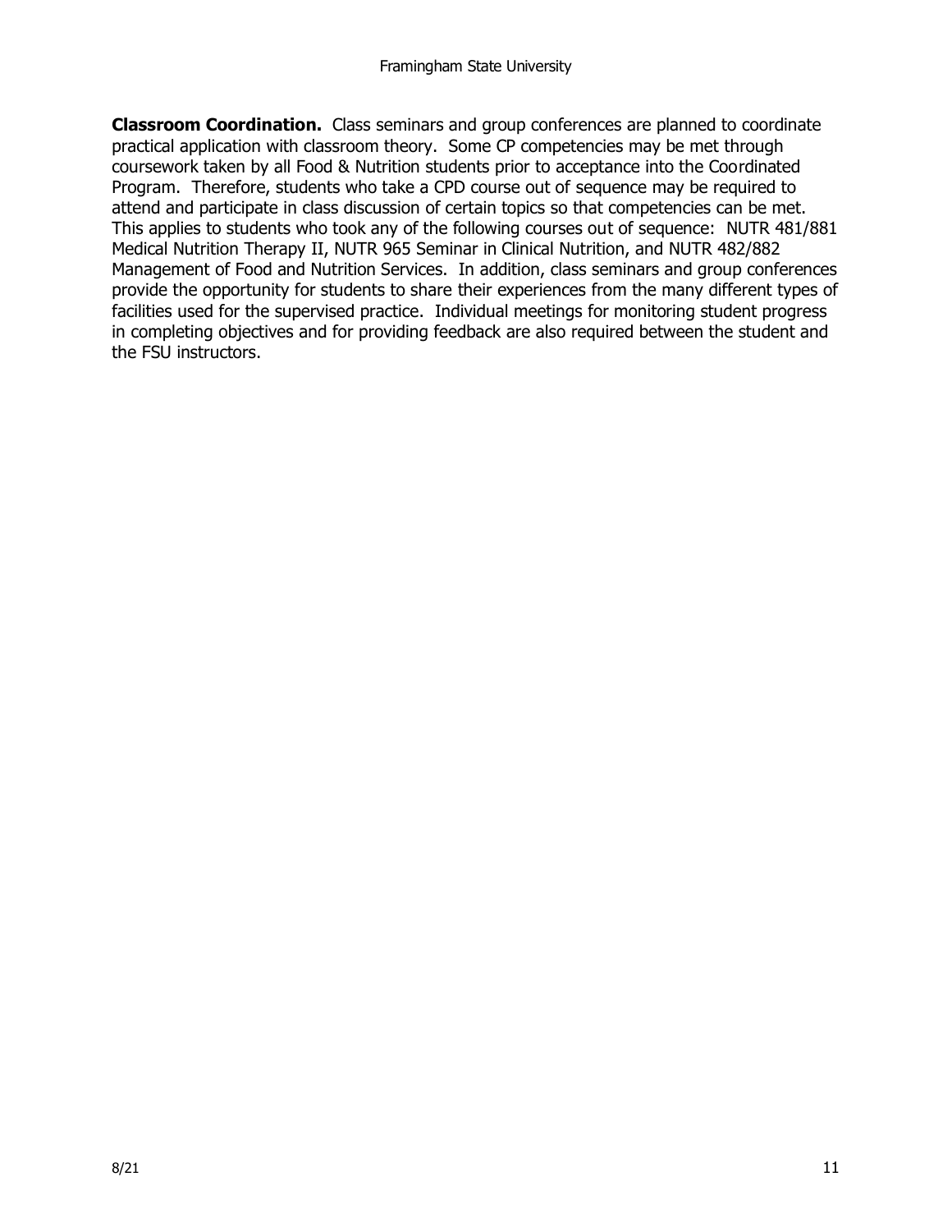**Classroom Coordination.** Class seminars and group conferences are planned to coordinate practical application with classroom theory. Some CP competencies may be met through coursework taken by all Food & Nutrition students prior to acceptance into the Coordinated Program. Therefore, students who take a CPD course out of sequence may be required to attend and participate in class discussion of certain topics so that competencies can be met. This applies to students who took any of the following courses out of sequence: NUTR 481/881 Medical Nutrition Therapy II, NUTR 965 Seminar in Clinical Nutrition, and NUTR 482/882 Management of Food and Nutrition Services. In addition, class seminars and group conferences provide the opportunity for students to share their experiences from the many different types of facilities used for the supervised practice. Individual meetings for monitoring student progress in completing objectives and for providing feedback are also required between the student and the FSU instructors.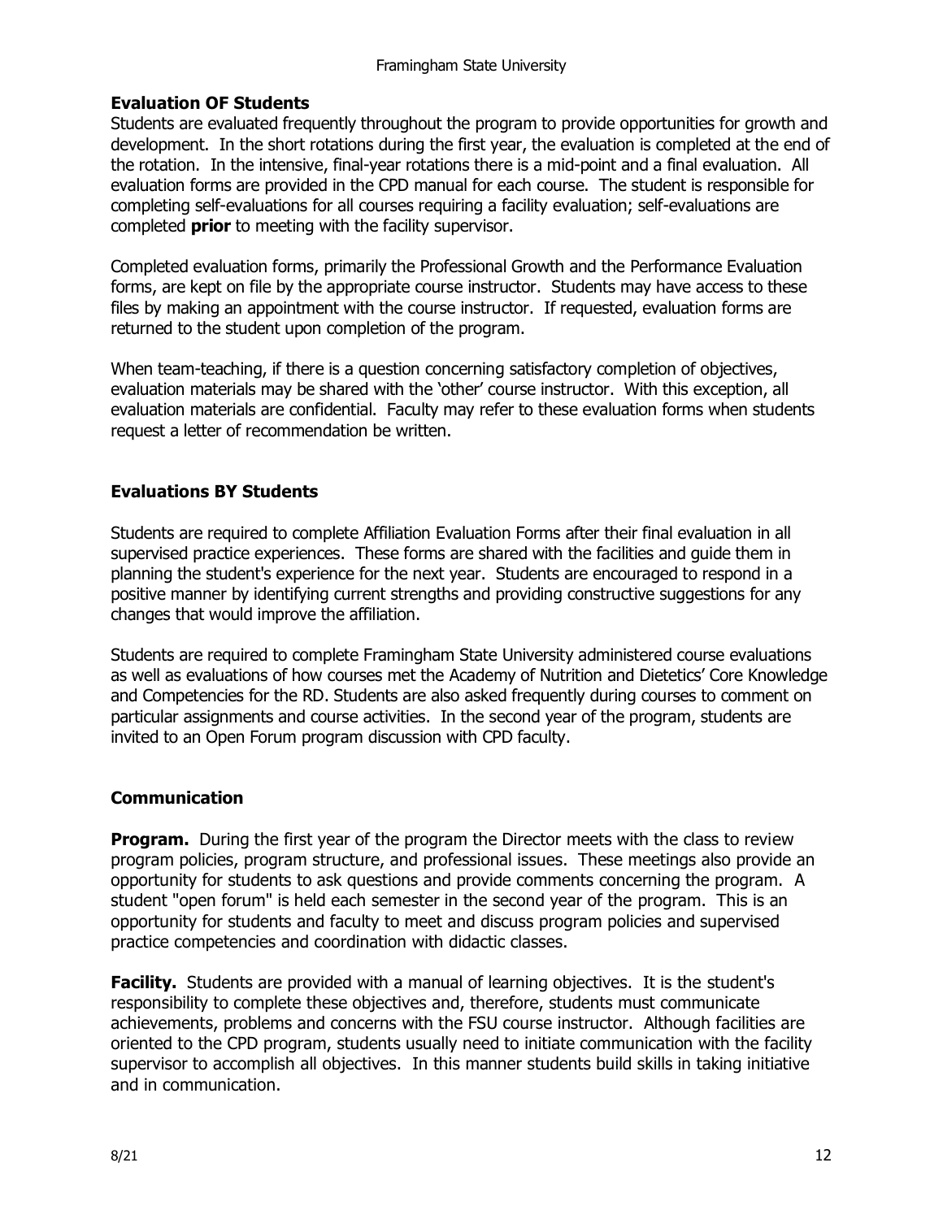## Evaluation OF Students

Students are evaluated frequently throughout the program to provide opportunities for growth and development. In the short rotations during the first year, the evaluation is completed at the end of the rotation. In the intensive, final-year rotations there is a mid-point and a final evaluation. All evaluation forms are provided in the CPD manual for each course. The student is responsible for completing self-evaluations for all courses requiring a facility evaluation; self-evaluations are completed **prior** to meeting with the facility supervisor.

Completed evaluation forms, primarily the Professional Growth and the Performance Evaluation forms, are kept on file by the appropriate course instructor. Students may have access to these files by making an appointment with the course instructor. If requested, evaluation forms are returned to the student upon completion of the program.

When team-teaching, if there is a question concerning satisfactory completion of objectives, evaluation materials may be shared with the 'other' course instructor. With this exception, all evaluation materials are confidential. Faculty may refer to these evaluation forms when students request a letter of recommendation be written.

## Evaluations BY Students

Students are required to complete Affiliation Evaluation Forms after their final evaluation in all supervised practice experiences. These forms are shared with the facilities and guide them in planning the student's experience for the next year. Students are encouraged to respond in a positive manner by identifying current strengths and providing constructive suggestions for any changes that would improve the affiliation.

Students are required to complete Framingham State University administered course evaluations as well as evaluations of how courses met the Academy of Nutrition and Dietetics' Core Knowledge and Competencies for the RD. Students are also asked frequently during courses to comment on particular assignments and course activities. In the second year of the program, students are invited to an Open Forum program discussion with CPD faculty.

## Communication

**Program.** During the first year of the program the Director meets with the class to review program policies, program structure, and professional issues. These meetings also provide an opportunity for students to ask questions and provide comments concerning the program. A student "open forum" is held each semester in the second year of the program. This is an opportunity for students and faculty to meet and discuss program policies and supervised practice competencies and coordination with didactic classes.

**Facility.** Students are provided with a manual of learning objectives. It is the student's responsibility to complete these objectives and, therefore, students must communicate achievements, problems and concerns with the FSU course instructor. Although facilities are oriented to the CPD program, students usually need to initiate communication with the facility supervisor to accomplish all objectives. In this manner students build skills in taking initiative and in communication.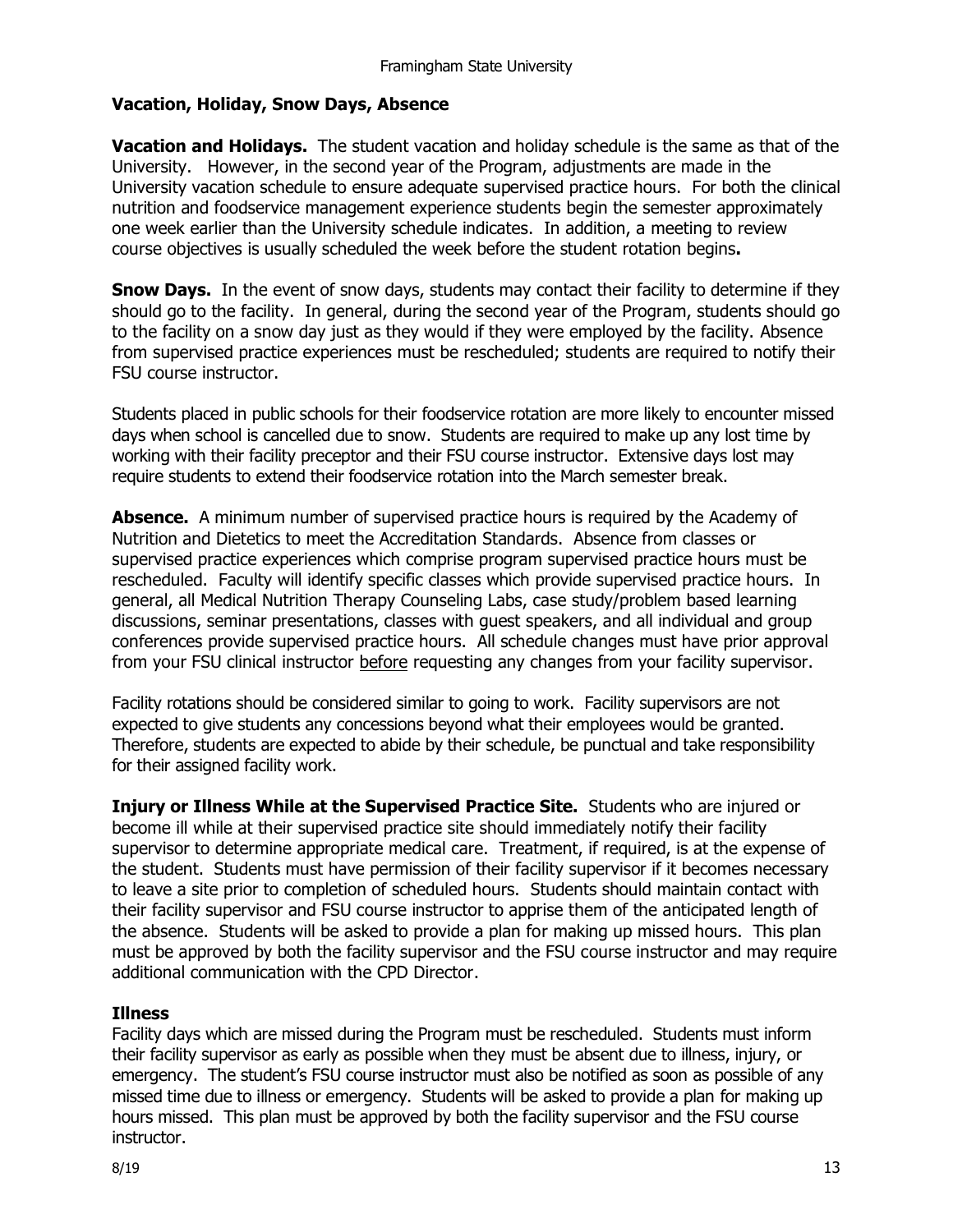## Vacation, Holiday, Snow Days, Absence

**Vacation and Holidays.** The student vacation and holiday schedule is the same as that of the University. However, in the second year of the Program, adjustments are made in the University vacation schedule to ensure adequate supervised practice hours. For both the clinical nutrition and foodservice management experience students begin the semester approximately one week earlier than the University schedule indicates. In addition, a meeting to review course objectives is usually scheduled the week before the student rotation begins**.**

**Snow Days.** In the event of snow days, students may contact their facility to determine if they should go to the facility. In general, during the second year of the Program, students should go to the facility on a snow day just as they would if they were employed by the facility. Absence from supervised practice experiences must be rescheduled; students are required to notify their FSU course instructor.

Students placed in public schools for their foodservice rotation are more likely to encounter missed days when school is cancelled due to snow. Students are required to make up any lost time by working with their facility preceptor and their FSU course instructor. Extensive days lost may require students to extend their foodservice rotation into the March semester break.

**Absence.** A minimum number of supervised practice hours is required by the Academy of Nutrition and Dietetics to meet the Accreditation Standards. Absence from classes or supervised practice experiences which comprise program supervised practice hours must be rescheduled. Faculty will identify specific classes which provide supervised practice hours. In general, all Medical Nutrition Therapy Counseling Labs, case study/problem based learning discussions, seminar presentations, classes with guest speakers, and all individual and group conferences provide supervised practice hours. All schedule changes must have prior approval from your FSU clinical instructor before requesting any changes from your facility supervisor.

Facility rotations should be considered similar to going to work. Facility supervisors are not expected to give students any concessions beyond what their employees would be granted. Therefore, students are expected to abide by their schedule, be punctual and take responsibility for their assigned facility work.

**Injury or Illness While at the Supervised Practice Site.** Students who are injured or become ill while at their supervised practice site should immediately notify their facility supervisor to determine appropriate medical care. Treatment, if required, is at the expense of the student. Students must have permission of their facility supervisor if it becomes necessary to leave a site prior to completion of scheduled hours. Students should maintain contact with their facility supervisor and FSU course instructor to apprise them of the anticipated length of the absence. Students will be asked to provide a plan for making up missed hours. This plan must be approved by both the facility supervisor and the FSU course instructor and may require additional communication with the CPD Director.

### Illness

Facility days which are missed during the Program must be rescheduled. Students must inform their facility supervisor as early as possible when they must be absent due to illness, injury, or emergency. The student's FSU course instructor must also be notified as soon as possible of any missed time due to illness or emergency. Students will be asked to provide a plan for making up hours missed. This plan must be approved by both the facility supervisor and the FSU course instructor.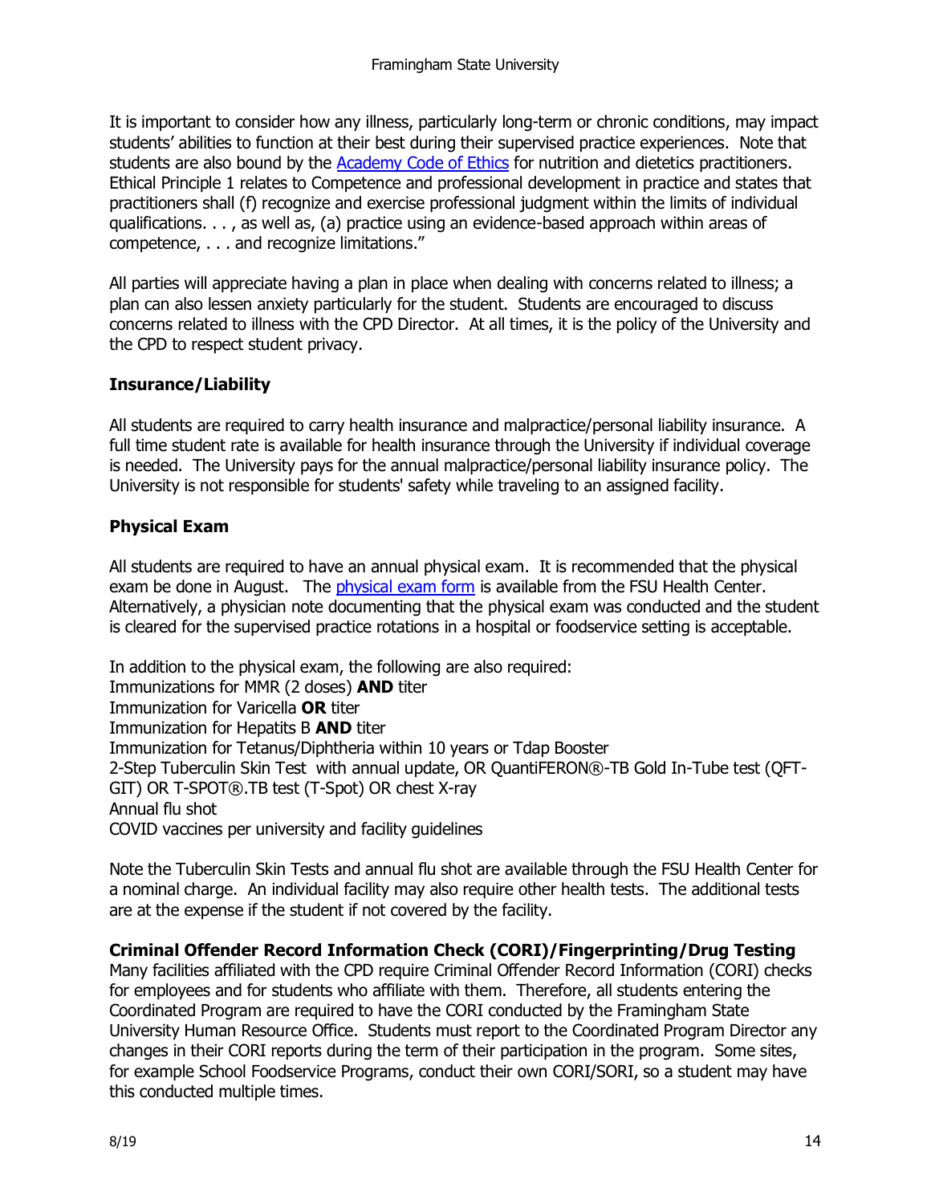It is important to consider how any illness, particularly long-term or chronic conditions, may impact students' abilities to function at their best during their supervised practice experiences. Note that students are also bound by the Academy Code of Ethics for nutrition and dietetics practitioners. Ethical Principle 1 relates to Competence and professional development in practice and states that practitioners shall (f) recognize and exercise professional judgment within the limits of individual qualifications. . . , as well as, (a) practice using an evidence-based approach within areas of competence, . . . and recognize limitations."

All parties will appreciate having a plan in place when dealing with concerns related to illness; a plan can also lessen anxiety particularly for the student. Students are encouraged to discuss concerns related to illness with the CPD Director. At all times, it is the policy of the University and the CPD to respect student privacy.

### Insurance/Liability

All students are required to carry health insurance and malpractice/personal liability insurance. A full time student rate is available for health insurance through the University if individual coverage is needed. The University pays for the annual malpractice/personal liability insurance policy. The University is not responsible for students' safety while traveling to an assigned facility.

### Physical Exam

All students are required to have an annual physical exam. It is recommended that the physical exam be done in August. The physical exam form is available from the FSU Health Center. Alternatively, a physician note documenting that the physical exam was conducted and the student is cleared for the supervised practice rotations in a hospital or foodservice setting is acceptable.

In addition to the physical exam, the following are also required:  
Immunizations for MMR (2 doses) **AND** titer  
Immunization for Varicella **OR** titer  
Immunization for Hepatits B **AND** titer  
Immunization for Tetanus/Diphtheria within 10 years or Tdap Booster  
2-Step Tuberculin Skin Test with annual update, OR QuantiFERON®-TB Gold In-Tube test (QFT-GIT) OR T-SPOT®.TB test (T-Spot) OR chest X-ray  
Annual flu shot  
COVID vaccines per university and facility guidelines

Note the Tuberculin Skin Tests and annual flu shot are available through the FSU Health Center for a nominal charge. An individual facility may also require other health tests. The additional tests are at the expense if the student if not covered by the facility.

### Criminal Offender Record Information Check (CORI)/Fingerprinting/Drug Testing

Many facilities affiliated with the CPD require Criminal Offender Record Information (CORI) checks for employees and for students who affiliate with them. Therefore, all students entering the Coordinated Program are required to have the CORI conducted by the Framingham State University Human Resource Office. Students must report to the Coordinated Program Director any changes in their CORI reports during the term of their participation in the program. Some sites, for example School Foodservice Programs, conduct their own CORI/SORI, so a student may have this conducted multiple times.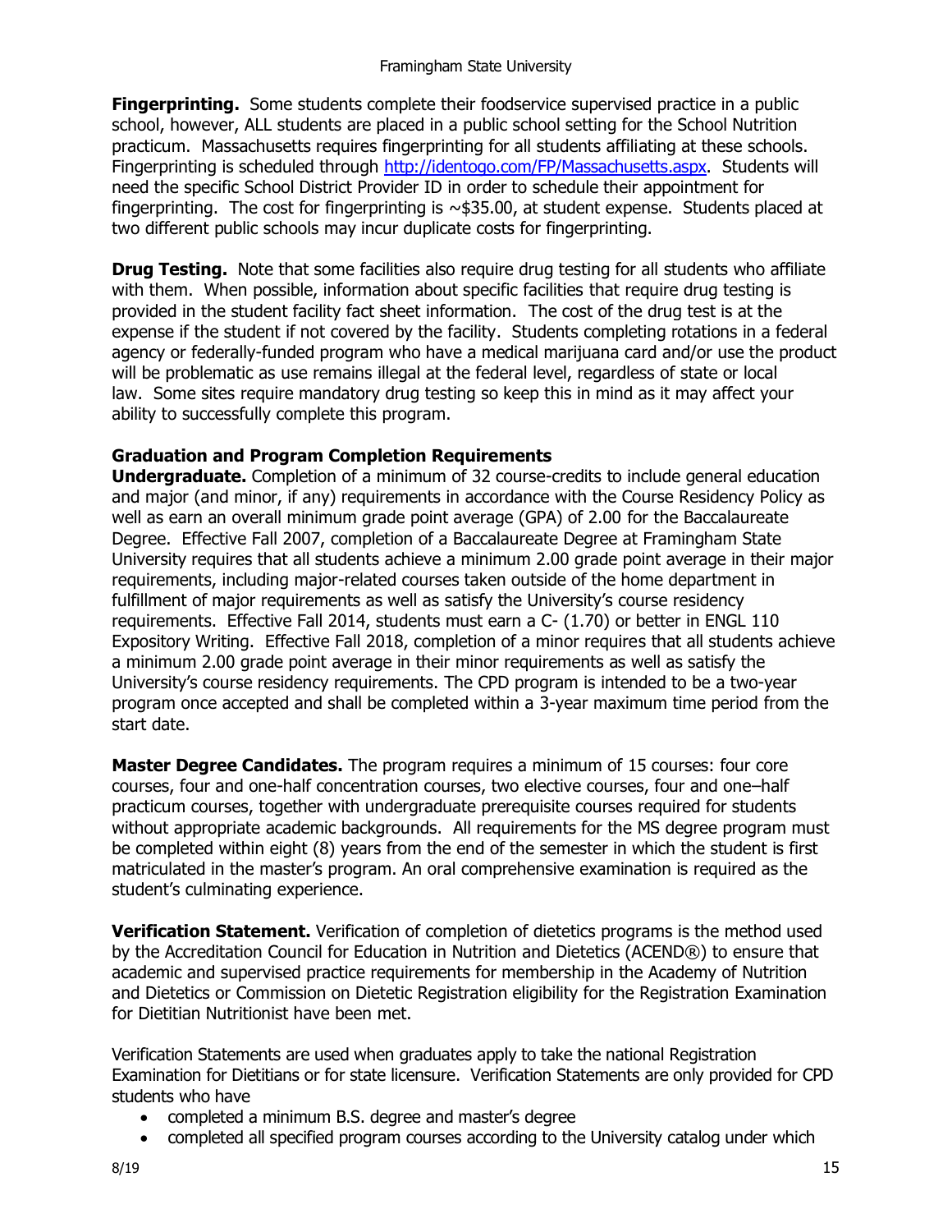**Fingerprinting.** Some students complete their foodservice supervised practice in a public school, however, ALL students are placed in a public school setting for the School Nutrition practicum. Massachusetts requires fingerprinting for all students affiliating at these schools. Fingerprinting is scheduled through http://identogo.com/FP/Massachusetts.aspx. Students will need the specific School District Provider ID in order to schedule their appointment for fingerprinting. The cost for fingerprinting is ~$35.00, at student expense. Students placed at two different public schools may incur duplicate costs for fingerprinting.

**Drug Testing.** Note that some facilities also require drug testing for all students who affiliate with them. When possible, information about specific facilities that require drug testing is provided in the student facility fact sheet information. The cost of the drug test is at the expense if the student if not covered by the facility. Students completing rotations in a federal agency or federally-funded program who have a medical marijuana card and/or use the product will be problematic as use remains illegal at the federal level, regardless of state or local law. Some sites require mandatory drug testing so keep this in mind as it may affect your ability to successfully complete this program.

### Graduation and Program Completion Requirements

**Undergraduate.** Completion of a minimum of 32 course-credits to include general education and major (and minor, if any) requirements in accordance with the Course Residency Policy as well as earn an overall minimum grade point average (GPA) of 2.00 for the Baccalaureate Degree. Effective Fall 2007, completion of a Baccalaureate Degree at Framingham State University requires that all students achieve a minimum 2.00 grade point average in their major requirements, including major-related courses taken outside of the home department in fulfillment of major requirements as well as satisfy the University's course residency requirements. Effective Fall 2014, students must earn a C- (1.70) or better in ENGL 110 Expository Writing. Effective Fall 2018, completion of a minor requires that all students achieve a minimum 2.00 grade point average in their minor requirements as well as satisfy the University's course residency requirements. The CPD program is intended to be a two-year program once accepted and shall be completed within a 3-year maximum time period from the start date.

**Master Degree Candidates.** The program requires a minimum of 15 courses: four core courses, four and one-half concentration courses, two elective courses, four and one–half practicum courses, together with undergraduate prerequisite courses required for students without appropriate academic backgrounds. All requirements for the MS degree program must be completed within eight (8) years from the end of the semester in which the student is first matriculated in the master's program. An oral comprehensive examination is required as the student's culminating experience.

**Verification Statement.** Verification of completion of dietetics programs is the method used by the Accreditation Council for Education in Nutrition and Dietetics (ACEND®) to ensure that academic and supervised practice requirements for membership in the Academy of Nutrition and Dietetics or Commission on Dietetic Registration eligibility for the Registration Examination for Dietitian Nutritionist have been met.

Verification Statements are used when graduates apply to take the national Registration Examination for Dietitians or for state licensure. Verification Statements are only provided for CPD students who have

- completed a minimum B.S. degree and master's degree
- completed all specified program courses according to the University catalog under which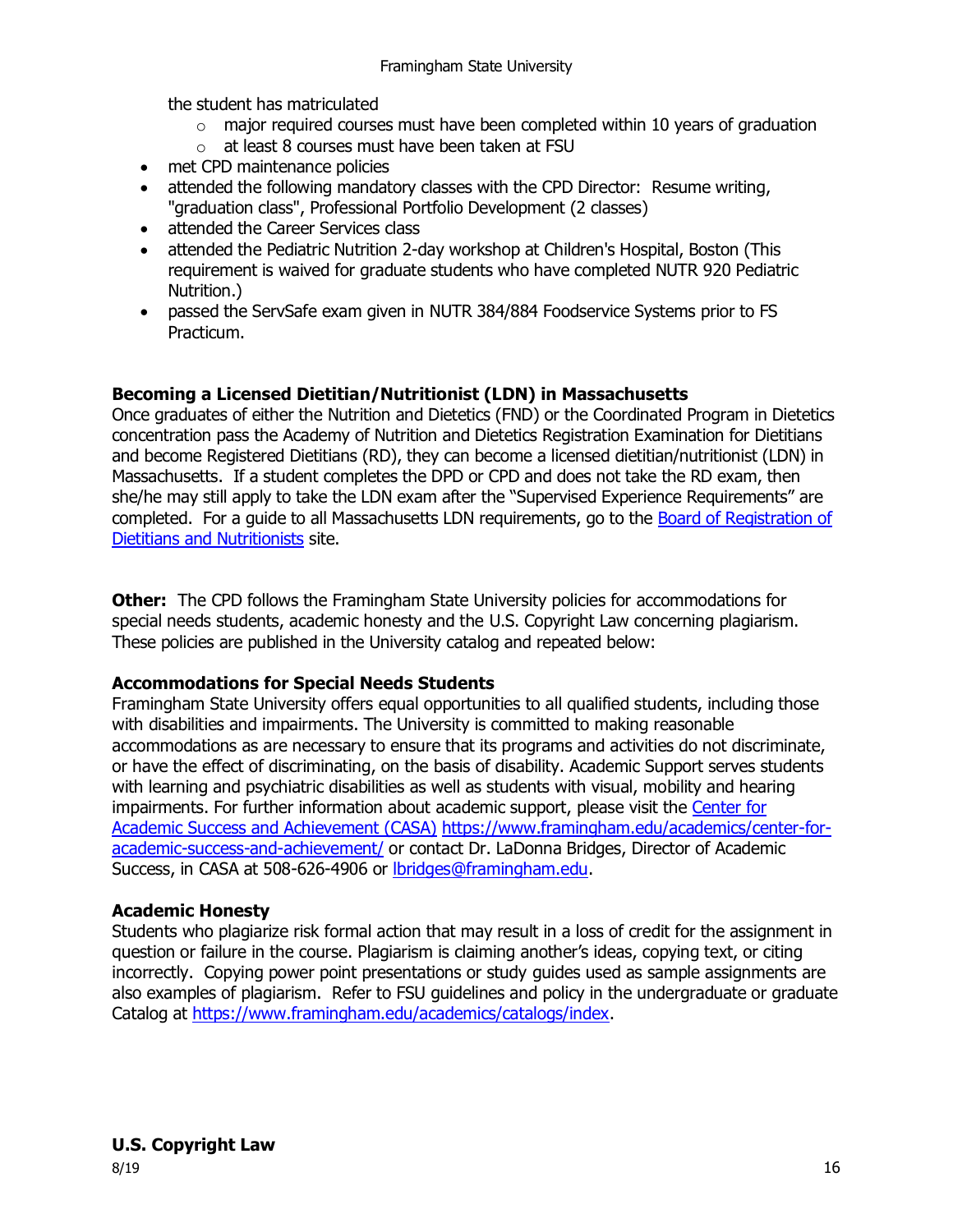the student has matriculated
    - major required courses must have been completed within 10 years of graduation
    - at least 8 courses must have been taken at FSU
- met CPD maintenance policies
- attended the following mandatory classes with the CPD Director: Resume writing, "graduation class", Professional Portfolio Development (2 classes)
- attended the Career Services class
- attended the Pediatric Nutrition 2-day workshop at Children's Hospital, Boston (This requirement is waived for graduate students who have completed NUTR 920 Pediatric Nutrition.)
- passed the ServSafe exam given in NUTR 384/884 Foodservice Systems prior to FS Practicum.

**Becoming a Licensed Dietitian/Nutritionist (LDN) in Massachusetts**

Once graduates of either the Nutrition and Dietetics (FND) or the Coordinated Program in Dietetics concentration pass the Academy of Nutrition and Dietetics Registration Examination for Dietitians and become Registered Dietitians (RD), they can become a licensed dietitian/nutritionist (LDN) in Massachusetts. If a student completes the DPD or CPD and does not take the RD exam, then she/he may still apply to take the LDN exam after the "Supervised Experience Requirements" are completed. For a guide to all Massachusetts LDN requirements, go to the Board of Registration of Dietitians and Nutritionists site.

**Other:** The CPD follows the Framingham State University policies for accommodations for special needs students, academic honesty and the U.S. Copyright Law concerning plagiarism. These policies are published in the University catalog and repeated below:

**Accommodations for Special Needs Students**

Framingham State University offers equal opportunities to all qualified students, including those with disabilities and impairments. The University is committed to making reasonable accommodations as are necessary to ensure that its programs and activities do not discriminate, or have the effect of discriminating, on the basis of disability. Academic Support serves students with learning and psychiatric disabilities as well as students with visual, mobility and hearing impairments. For further information about academic support, please visit the Center for Academic Success and Achievement (CASA) https://www.framingham.edu/academics/center-for-academic-success-and-achievement/ or contact Dr. LaDonna Bridges, Director of Academic Success, in CASA at 508-626-4906 or lbridges@framingham.edu.

**Academic Honesty**

Students who plagiarize risk formal action that may result in a loss of credit for the assignment in question or failure in the course. Plagiarism is claiming another's ideas, copying text, or citing incorrectly. Copying power point presentations or study guides used as sample assignments are also examples of plagiarism. Refer to FSU guidelines and policy in the undergraduate or graduate Catalog at https://www.framingham.edu/academics/catalogs/index.

**U.S. Copyright Law**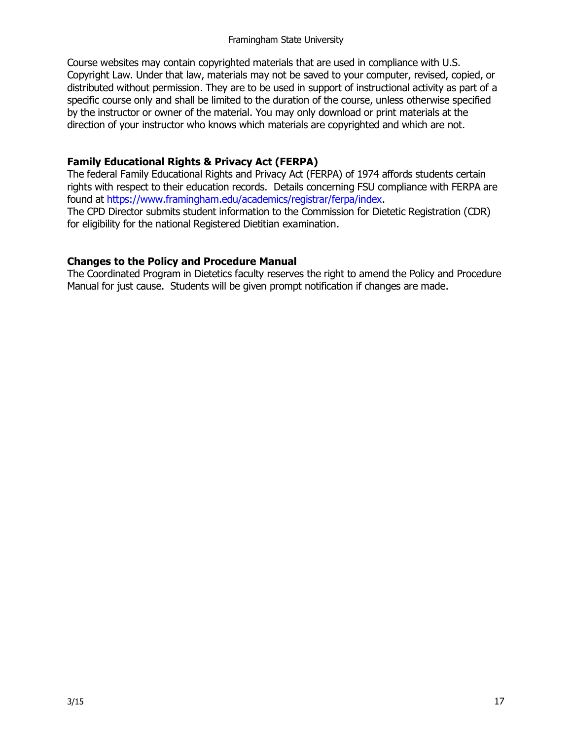Course websites may contain copyrighted materials that are used in compliance with U.S. Copyright Law. Under that law, materials may not be saved to your computer, revised, copied, or distributed without permission. They are to be used in support of instructional activity as part of a specific course only and shall be limited to the duration of the course, unless otherwise specified by the instructor or owner of the material. You may only download or print materials at the direction of your instructor who knows which materials are copyrighted and which are not.

### Family Educational Rights & Privacy Act (FERPA)

The federal Family Educational Rights and Privacy Act (FERPA) of 1974 affords students certain rights with respect to their education records. Details concerning FSU compliance with FERPA are found at [https://www.framingham.edu/academics/registrar/ferpa/index](https://www.framingham.edu/academics/registrar/ferpa/index).
The CPD Director submits student information to the Commission for Dietetic Registration (CDR) for eligibility for the national Registered Dietitian examination.

### Changes to the Policy and Procedure Manual

The Coordinated Program in Dietetics faculty reserves the right to amend the Policy and Procedure Manual for just cause. Students will be given prompt notification if changes are made.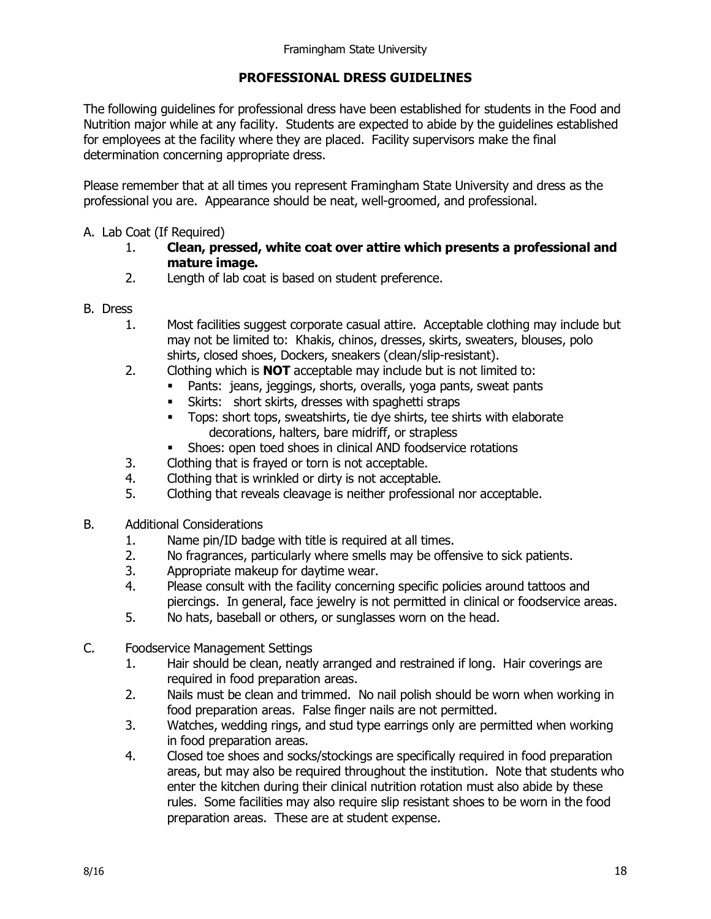## PROFESSIONAL DRESS GUIDELINES

The following guidelines for professional dress have been established for students in the Food and Nutrition major while at any facility. Students are expected to abide by the guidelines established for employees at the facility where they are placed. Facility supervisors make the final determination concerning appropriate dress.

Please remember that at all times you represent Framingham State University and dress as the professional you are. Appearance should be neat, well-groomed, and professional.

A. Lab Coat (If Required)

1. **Clean, pressed, white coat over attire which presents a professional and mature image.**
2. Length of lab coat is based on student preference.

B. Dress

1. Most facilities suggest corporate casual attire. Acceptable clothing may include but may not be limited to: Khakis, chinos, dresses, skirts, sweaters, blouses, polo shirts, closed shoes, Dockers, sneakers (clean/slip-resistant).
2. Clothing which is **NOT** acceptable may include but is not limited to:
   - Pants: jeans, jeggings, shorts, overalls, yoga pants, sweat pants
   - Skirts: short skirts, dresses with spaghetti straps
   - Tops: short tops, sweatshirts, tie dye shirts, tee shirts with elaborate decorations, halters, bare midriff, or strapless
   - Shoes: open toed shoes in clinical AND foodservice rotations
3. Clothing that is frayed or torn is not acceptable.
4. Clothing that is wrinkled or dirty is not acceptable.
5. Clothing that reveals cleavage is neither professional nor acceptable.

B. Additional Considerations

1. Name pin/ID badge with title is required at all times.
2. No fragrances, particularly where smells may be offensive to sick patients.
3. Appropriate makeup for daytime wear.
4. Please consult with the facility concerning specific policies around tattoos and piercings. In general, face jewelry is not permitted in clinical or foodservice areas.
5. No hats, baseball or others, or sunglasses worn on the head.

C. Foodservice Management Settings

1. Hair should be clean, neatly arranged and restrained if long. Hair coverings are required in food preparation areas.
2. Nails must be clean and trimmed. No nail polish should be worn when working in food preparation areas. False finger nails are not permitted.
3. Watches, wedding rings, and stud type earrings only are permitted when working in food preparation areas.
4. Closed toe shoes and socks/stockings are specifically required in food preparation areas, but may also be required throughout the institution. Note that students who enter the kitchen during their clinical nutrition rotation must also abide by these rules. Some facilities may also require slip resistant shoes to be worn in the food preparation areas. These are at student expense.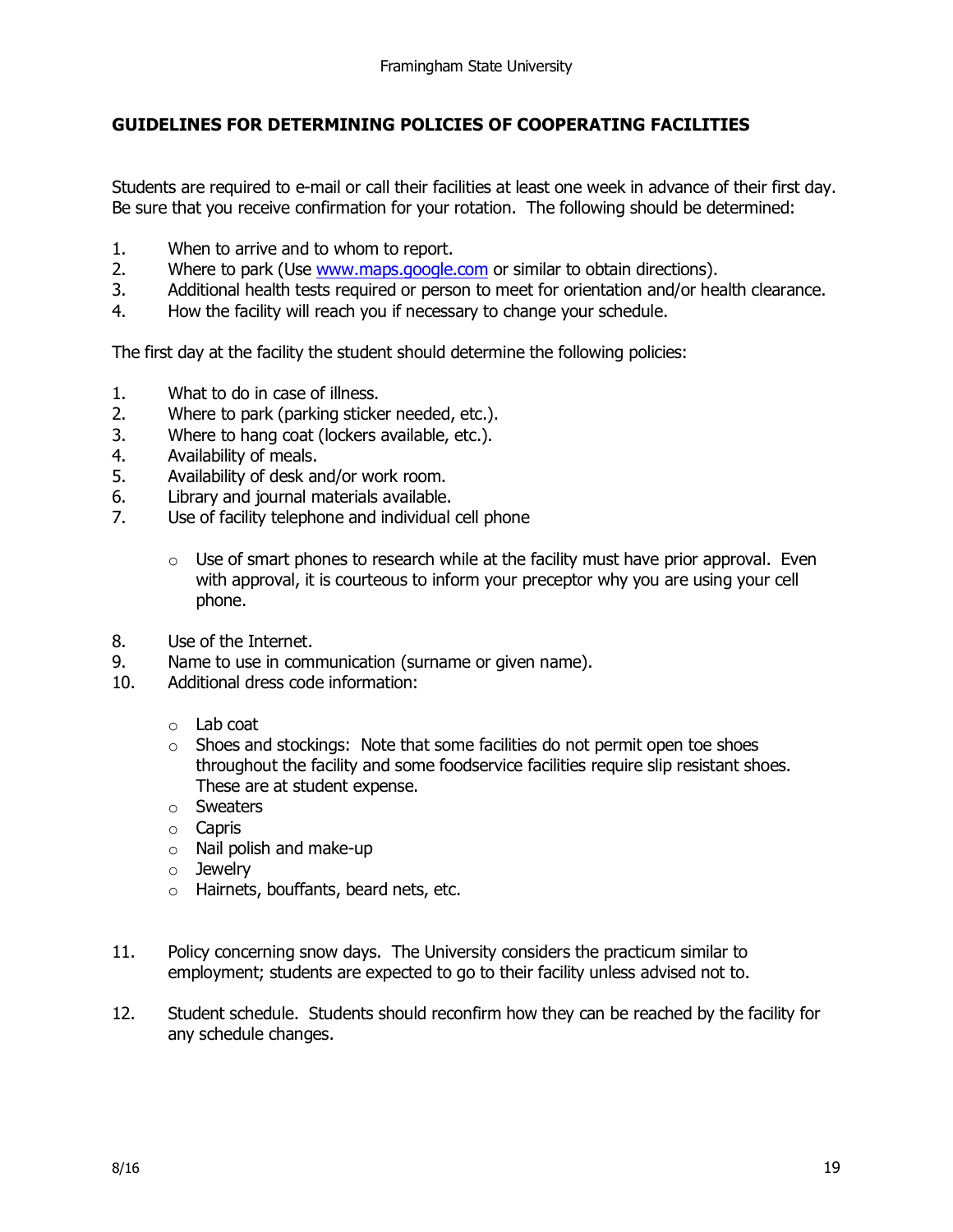## GUIDELINES FOR DETERMINING POLICIES OF COOPERATING FACILITIES

Students are required to e-mail or call their facilities at least one week in advance of their first day. Be sure that you receive confirmation for your rotation. The following should be determined:

1. When to arrive and to whom to report.
2. Where to park (Use www.maps.google.com or similar to obtain directions).
3. Additional health tests required or person to meet for orientation and/or health clearance.
4. How the facility will reach you if necessary to change your schedule.

The first day at the facility the student should determine the following policies:

1. What to do in case of illness.
2. Where to park (parking sticker needed, etc.).
3. Where to hang coat (lockers available, etc.).
4. Availability of meals.
5. Availability of desk and/or work room.
6. Library and journal materials available.
7. Use of facility telephone and individual cell phone
   - Use of smart phones to research while at the facility must have prior approval. Even with approval, it is courteous to inform your preceptor why you are using your cell phone.
8. Use of the Internet.
9. Name to use in communication (surname or given name).
10. Additional dress code information:
    - Lab coat
    - Shoes and stockings: Note that some facilities do not permit open toe shoes throughout the facility and some foodservice facilities require slip resistant shoes. These are at student expense.
    - Sweaters
    - Capris
    - Nail polish and make-up
    - Jewelry
    - Hairnets, bouffants, beard nets, etc.
11. Policy concerning snow days. The University considers the practicum similar to employment; students are expected to go to their facility unless advised not to.
12. Student schedule. Students should reconfirm how they can be reached by the facility for any schedule changes.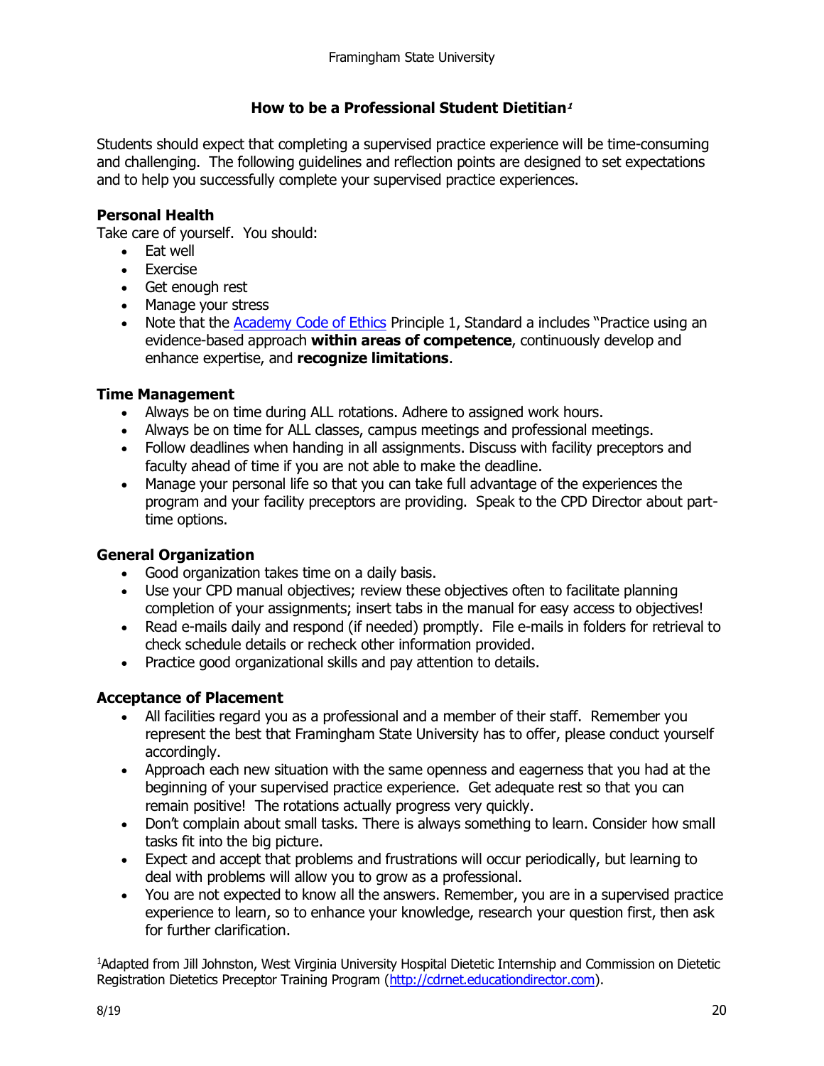# How to be a Professional Student Dietitian[1]

Students should expect that completing a supervised practice experience will be time-consuming and challenging. The following guidelines and reflection points are designed to set expectations and to help you successfully complete your supervised practice experiences.

**Personal Health**

Take care of yourself. You should:

- Eat well
- Exercise
- Get enough rest
- Manage your stress
- Note that the [Academy Code of Ethics](Academy Code of Ethics) Principle 1, Standard a includes "Practice using an evidence-based approach **within areas of competence**, continuously develop and enhance expertise, and **recognize limitations**.

**Time Management**

- Always be on time during ALL rotations. Adhere to assigned work hours.
- Always be on time for ALL classes, campus meetings and professional meetings.
- Follow deadlines when handing in all assignments. Discuss with facility preceptors and faculty ahead of time if you are not able to make the deadline.
- Manage your personal life so that you can take full advantage of the experiences the program and your facility preceptors are providing. Speak to the CPD Director about part-time options.

**General Organization**

- Good organization takes time on a daily basis.
- Use your CPD manual objectives; review these objectives often to facilitate planning completion of your assignments; insert tabs in the manual for easy access to objectives!
- Read e-mails daily and respond (if needed) promptly. File e-mails in folders for retrieval to check schedule details or recheck other information provided.
- Practice good organizational skills and pay attention to details.

**Acceptance of Placement**

- All facilities regard you as a professional and a member of their staff. Remember you represent the best that Framingham State University has to offer, please conduct yourself accordingly.
- Approach each new situation with the same openness and eagerness that you had at the beginning of your supervised practice experience. Get adequate rest so that you can remain positive! The rotations actually progress very quickly.
- Don't complain about small tasks. There is always something to learn. Consider how small tasks fit into the big picture.
- Expect and accept that problems and frustrations will occur periodically, but learning to deal with problems will allow you to grow as a professional.
- You are not expected to know all the answers. Remember, you are in a supervised practice experience to learn, so to enhance your knowledge, research your question first, then ask for further clarification.

[1]Adapted from Jill Johnston, West Virginia University Hospital Dietetic Internship and Commission on Dietetic Registration Dietetics Preceptor Training Program (http://cdrnet.educationdirector.com).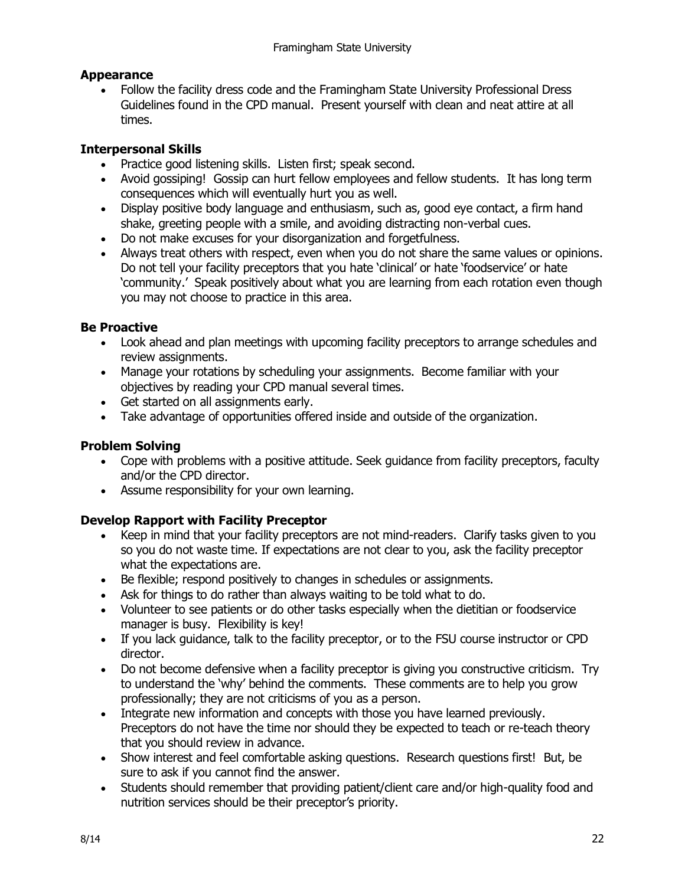### Appearance

- Follow the facility dress code and the Framingham State University Professional Dress Guidelines found in the CPD manual. Present yourself with clean and neat attire at all times.

### Interpersonal Skills

- Practice good listening skills. Listen first; speak second.
- Avoid gossiping! Gossip can hurt fellow employees and fellow students. It has long term consequences which will eventually hurt you as well.
- Display positive body language and enthusiasm, such as, good eye contact, a firm hand shake, greeting people with a smile, and avoiding distracting non-verbal cues.
- Do not make excuses for your disorganization and forgetfulness.
- Always treat others with respect, even when you do not share the same values or opinions. Do not tell your facility preceptors that you hate 'clinical' or hate 'foodservice' or hate 'community.' Speak positively about what you are learning from each rotation even though you may not choose to practice in this area.

### Be Proactive

- Look ahead and plan meetings with upcoming facility preceptors to arrange schedules and review assignments.
- Manage your rotations by scheduling your assignments. Become familiar with your objectives by reading your CPD manual several times.
- Get started on all assignments early.
- Take advantage of opportunities offered inside and outside of the organization.

### Problem Solving

- Cope with problems with a positive attitude. Seek guidance from facility preceptors, faculty and/or the CPD director.
- Assume responsibility for your own learning.

### Develop Rapport with Facility Preceptor

- Keep in mind that your facility preceptors are not mind-readers. Clarify tasks given to you so you do not waste time. If expectations are not clear to you, ask the facility preceptor what the expectations are.
- Be flexible; respond positively to changes in schedules or assignments.
- Ask for things to do rather than always waiting to be told what to do.
- Volunteer to see patients or do other tasks especially when the dietitian or foodservice manager is busy. Flexibility is key!
- If you lack guidance, talk to the facility preceptor, or to the FSU course instructor or CPD director.
- Do not become defensive when a facility preceptor is giving you constructive criticism. Try to understand the 'why' behind the comments. These comments are to help you grow professionally; they are not criticisms of you as a person.
- Integrate new information and concepts with those you have learned previously. Preceptors do not have the time nor should they be expected to teach or re-teach theory that you should review in advance.
- Show interest and feel comfortable asking questions. Research questions first! But, be sure to ask if you cannot find the answer.
- Students should remember that providing patient/client care and/or high-quality food and nutrition services should be their preceptor's priority.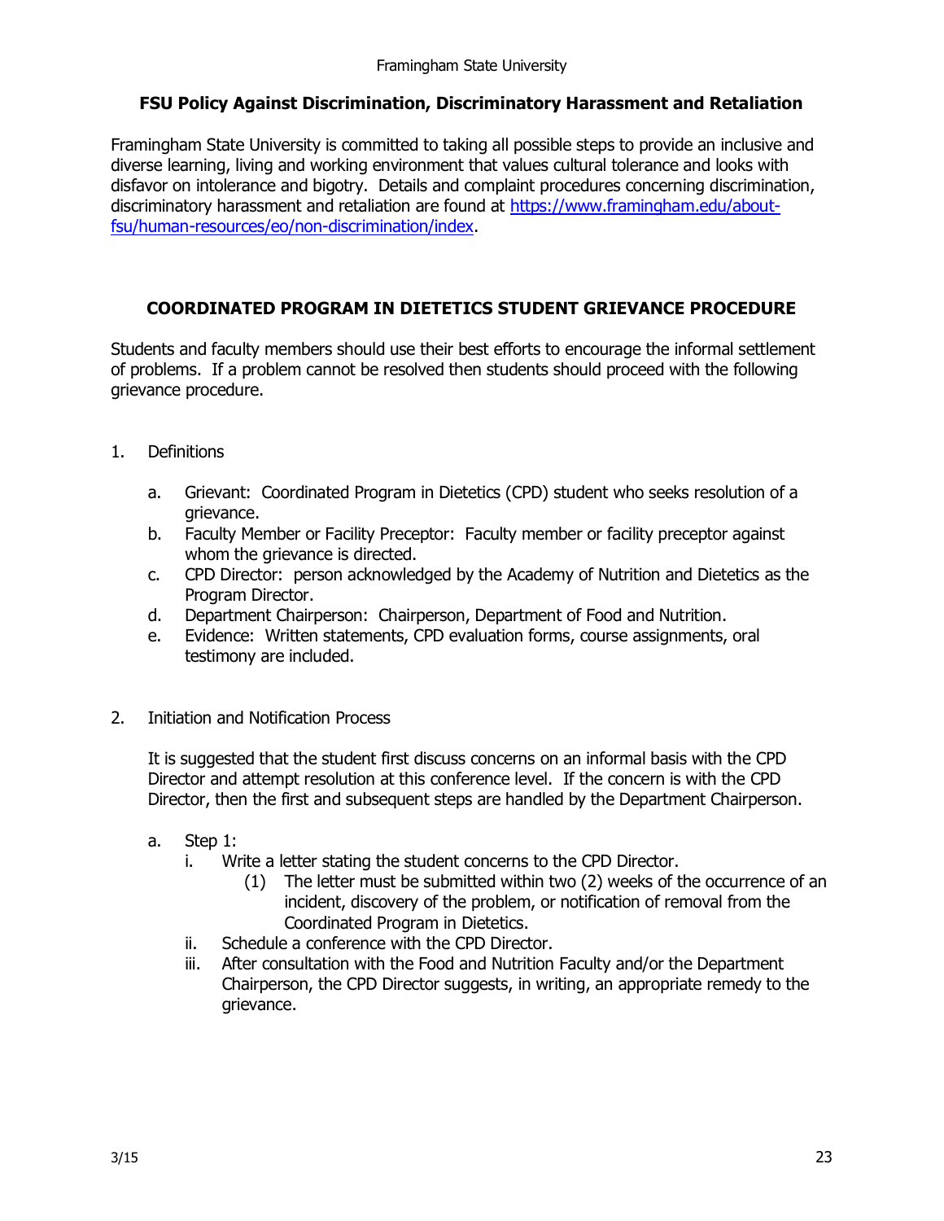## FSU Policy Against Discrimination, Discriminatory Harassment and Retaliation

Framingham State University is committed to taking all possible steps to provide an inclusive and diverse learning, living and working environment that values cultural tolerance and looks with disfavor on intolerance and bigotry. Details and complaint procedures concerning discrimination, discriminatory harassment and retaliation are found at [https://www.framingham.edu/about-fsu/human-resources/eo/non-discrimination/index](https://www.framingham.edu/about-fsu/human-resources/eo/non-discrimination/index).

## COORDINATED PROGRAM IN DIETETICS STUDENT GRIEVANCE PROCEDURE

Students and faculty members should use their best efforts to encourage the informal settlement of problems. If a problem cannot be resolved then students should proceed with the following grievance procedure.

1. Definitions

   a. Grievant: Coordinated Program in Dietetics (CPD) student who seeks resolution of a grievance.
   b. Faculty Member or Facility Preceptor: Faculty member or facility preceptor against whom the grievance is directed.
   c. CPD Director: person acknowledged by the Academy of Nutrition and Dietetics as the Program Director.
   d. Department Chairperson: Chairperson, Department of Food and Nutrition.
   e. Evidence: Written statements, CPD evaluation forms, course assignments, oral testimony are included.

2. Initiation and Notification Process

   It is suggested that the student first discuss concerns on an informal basis with the CPD Director and attempt resolution at this conference level. If the concern is with the CPD Director, then the first and subsequent steps are handled by the Department Chairperson.

   a. Step 1:
      i. Write a letter stating the student concerns to the CPD Director.
         (1) The letter must be submitted within two (2) weeks of the occurrence of an incident, discovery of the problem, or notification of removal from the Coordinated Program in Dietetics.
      ii. Schedule a conference with the CPD Director.
      iii. After consultation with the Food and Nutrition Faculty and/or the Department Chairperson, the CPD Director suggests, in writing, an appropriate remedy to the grievance.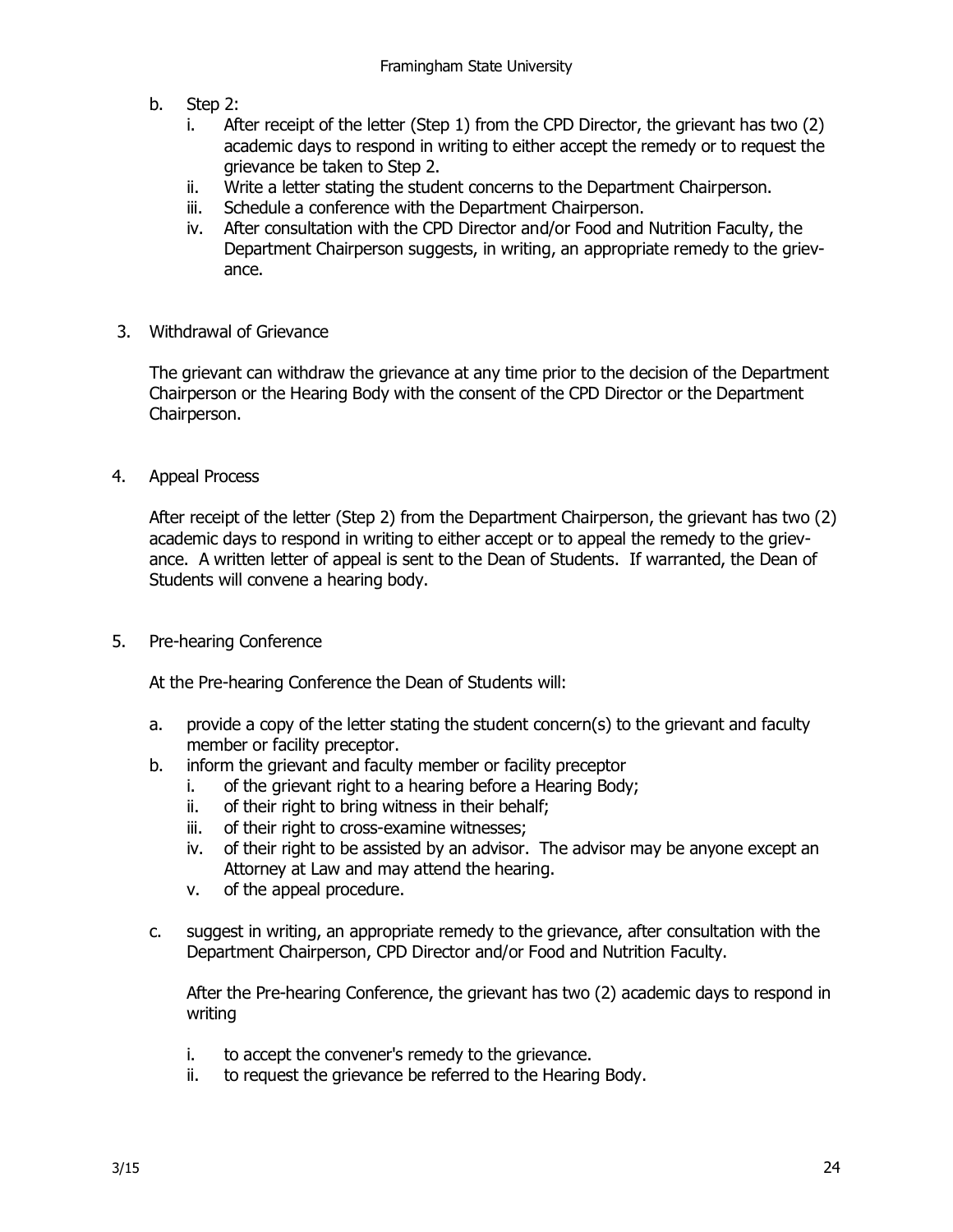b. Step 2:
   i. After receipt of the letter (Step 1) from the CPD Director, the grievant has two (2) academic days to respond in writing to either accept the remedy or to request the grievance be taken to Step 2.
   ii. Write a letter stating the student concerns to the Department Chairperson.
   iii. Schedule a conference with the Department Chairperson.
   iv. After consultation with the CPD Director and/or Food and Nutrition Faculty, the Department Chairperson suggests, in writing, an appropriate remedy to the grievance.

3. Withdrawal of Grievance

   The grievant can withdraw the grievance at any time prior to the decision of the Department Chairperson or the Hearing Body with the consent of the CPD Director or the Department Chairperson.

4. Appeal Process

   After receipt of the letter (Step 2) from the Department Chairperson, the grievant has two (2) academic days to respond in writing to either accept or to appeal the remedy to the grievance. A written letter of appeal is sent to the Dean of Students. If warranted, the Dean of Students will convene a hearing body.

5. Pre-hearing Conference

   At the Pre-hearing Conference the Dean of Students will:

   a. provide a copy of the letter stating the student concern(s) to the grievant and faculty member or facility preceptor.
   b. inform the grievant and faculty member or facility preceptor
      i. of the grievant right to a hearing before a Hearing Body;
      ii. of their right to bring witness in their behalf;
      iii. of their right to cross-examine witnesses;
      iv. of their right to be assisted by an advisor. The advisor may be anyone except an Attorney at Law and may attend the hearing.
      v. of the appeal procedure.
   c. suggest in writing, an appropriate remedy to the grievance, after consultation with the Department Chairperson, CPD Director and/or Food and Nutrition Faculty.

      After the Pre-hearing Conference, the grievant has two (2) academic days to respond in writing

      i. to accept the convener's remedy to the grievance.
      ii. to request the grievance be referred to the Hearing Body.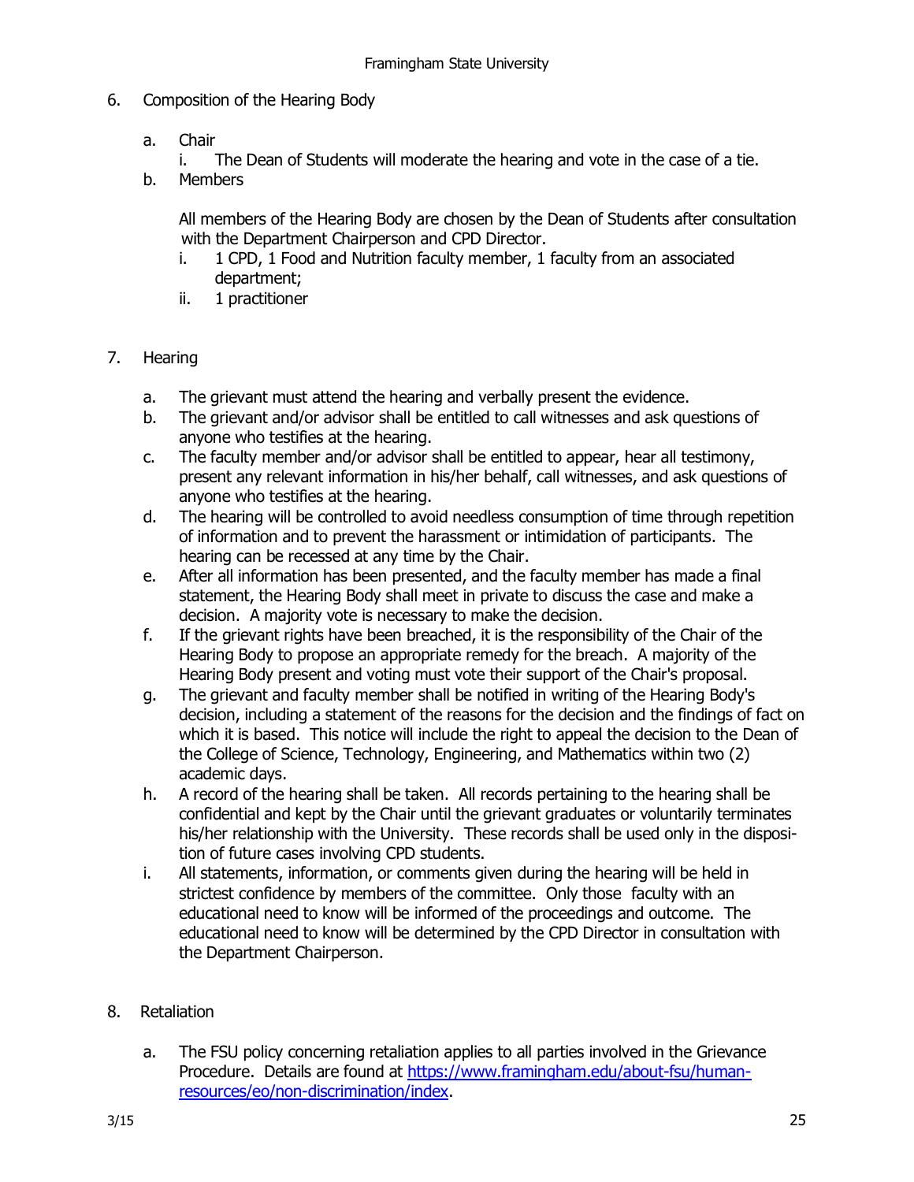6. Composition of the Hearing Body

   a. Chair
      i. The Dean of Students will moderate the hearing and vote in the case of a tie.

   b. Members

      All members of the Hearing Body are chosen by the Dean of Students after consultation with the Department Chairperson and CPD Director.

      i. 1 CPD, 1 Food and Nutrition faculty member, 1 faculty from an associated department;
      ii. 1 practitioner

7. Hearing

   a. The grievant must attend the hearing and verbally present the evidence.
   b. The grievant and/or advisor shall be entitled to call witnesses and ask questions of anyone who testifies at the hearing.
   c. The faculty member and/or advisor shall be entitled to appear, hear all testimony, present any relevant information in his/her behalf, call witnesses, and ask questions of anyone who testifies at the hearing.
   d. The hearing will be controlled to avoid needless consumption of time through repetition of information and to prevent the harassment or intimidation of participants. The hearing can be recessed at any time by the Chair.
   e. After all information has been presented, and the faculty member has made a final statement, the Hearing Body shall meet in private to discuss the case and make a decision. A majority vote is necessary to make the decision.
   f. If the grievant rights have been breached, it is the responsibility of the Chair of the Hearing Body to propose an appropriate remedy for the breach. A majority of the Hearing Body present and voting must vote their support of the Chair's proposal.
   g. The grievant and faculty member shall be notified in writing of the Hearing Body's decision, including a statement of the reasons for the decision and the findings of fact on which it is based. This notice will include the right to appeal the decision to the Dean of the College of Science, Technology, Engineering, and Mathematics within two (2) academic days.
   h. A record of the hearing shall be taken. All records pertaining to the hearing shall be confidential and kept by the Chair until the grievant graduates or voluntarily terminates his/her relationship with the University. These records shall be used only in the disposition of future cases involving CPD students.
   i. All statements, information, or comments given during the hearing will be held in strictest confidence by members of the committee. Only those faculty with an educational need to know will be informed of the proceedings and outcome. The educational need to know will be determined by the CPD Director in consultation with the Department Chairperson.

8. Retaliation

   a. The FSU policy concerning retaliation applies to all parties involved in the Grievance Procedure. Details are found at [https://www.framingham.edu/about-fsu/human-resources/eo/non-discrimination/index](https://www.framingham.edu/about-fsu/human-resources/eo/non-discrimination/index).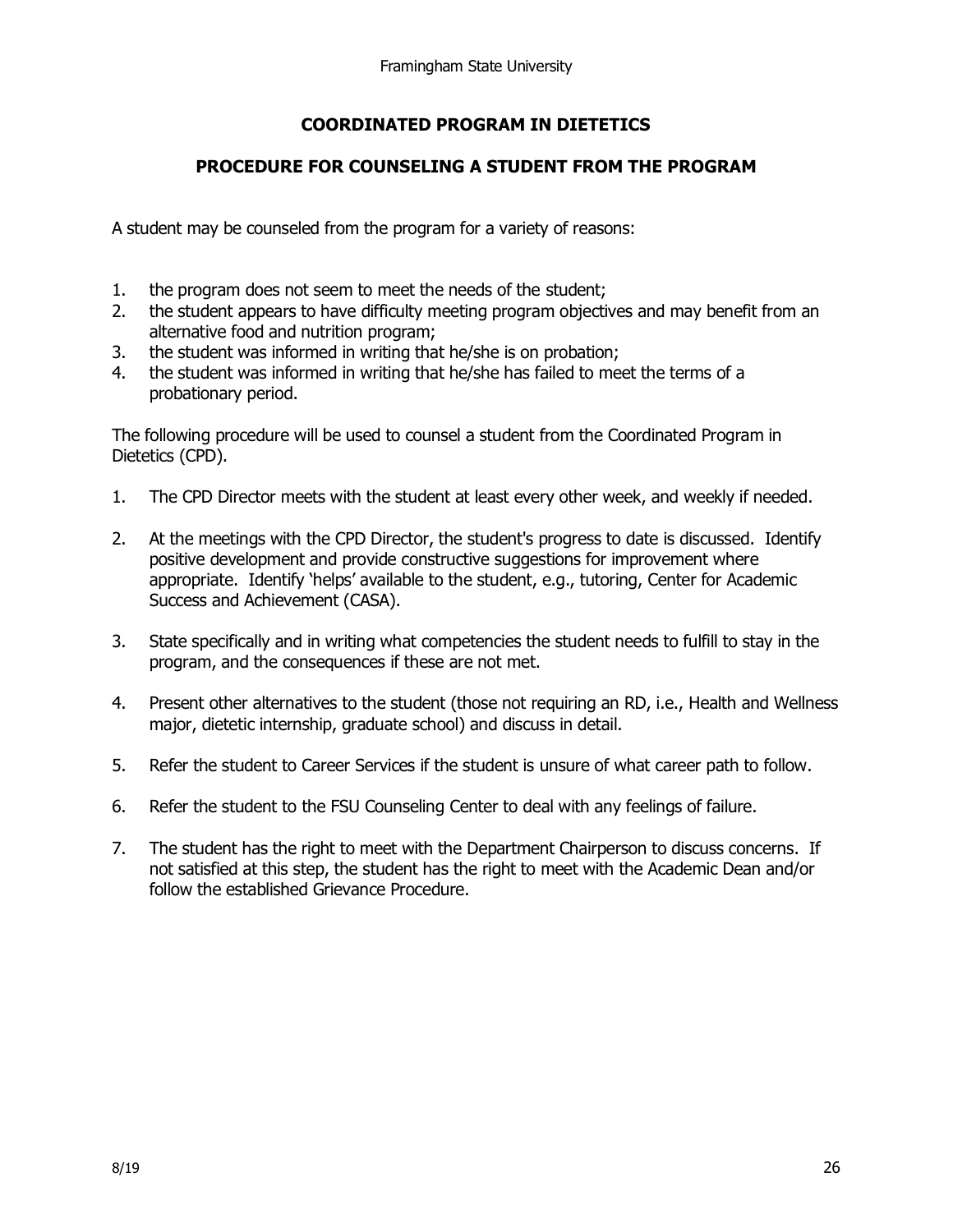## COORDINATED PROGRAM IN DIETETICS

## PROCEDURE FOR COUNSELING A STUDENT FROM THE PROGRAM

A student may be counseled from the program for a variety of reasons:

1. the program does not seem to meet the needs of the student;
2. the student appears to have difficulty meeting program objectives and may benefit from an alternative food and nutrition program;
3. the student was informed in writing that he/she is on probation;
4. the student was informed in writing that he/she has failed to meet the terms of a probationary period.

The following procedure will be used to counsel a student from the Coordinated Program in Dietetics (CPD).

1. The CPD Director meets with the student at least every other week, and weekly if needed.

2. At the meetings with the CPD Director, the student's progress to date is discussed. Identify positive development and provide constructive suggestions for improvement where appropriate. Identify 'helps' available to the student, e.g., tutoring, Center for Academic Success and Achievement (CASA).

3. State specifically and in writing what competencies the student needs to fulfill to stay in the program, and the consequences if these are not met.

4. Present other alternatives to the student (those not requiring an RD, i.e., Health and Wellness major, dietetic internship, graduate school) and discuss in detail.

5. Refer the student to Career Services if the student is unsure of what career path to follow.

6. Refer the student to the FSU Counseling Center to deal with any feelings of failure.

7. The student has the right to meet with the Department Chairperson to discuss concerns. If not satisfied at this step, the student has the right to meet with the Academic Dean and/or follow the established Grievance Procedure.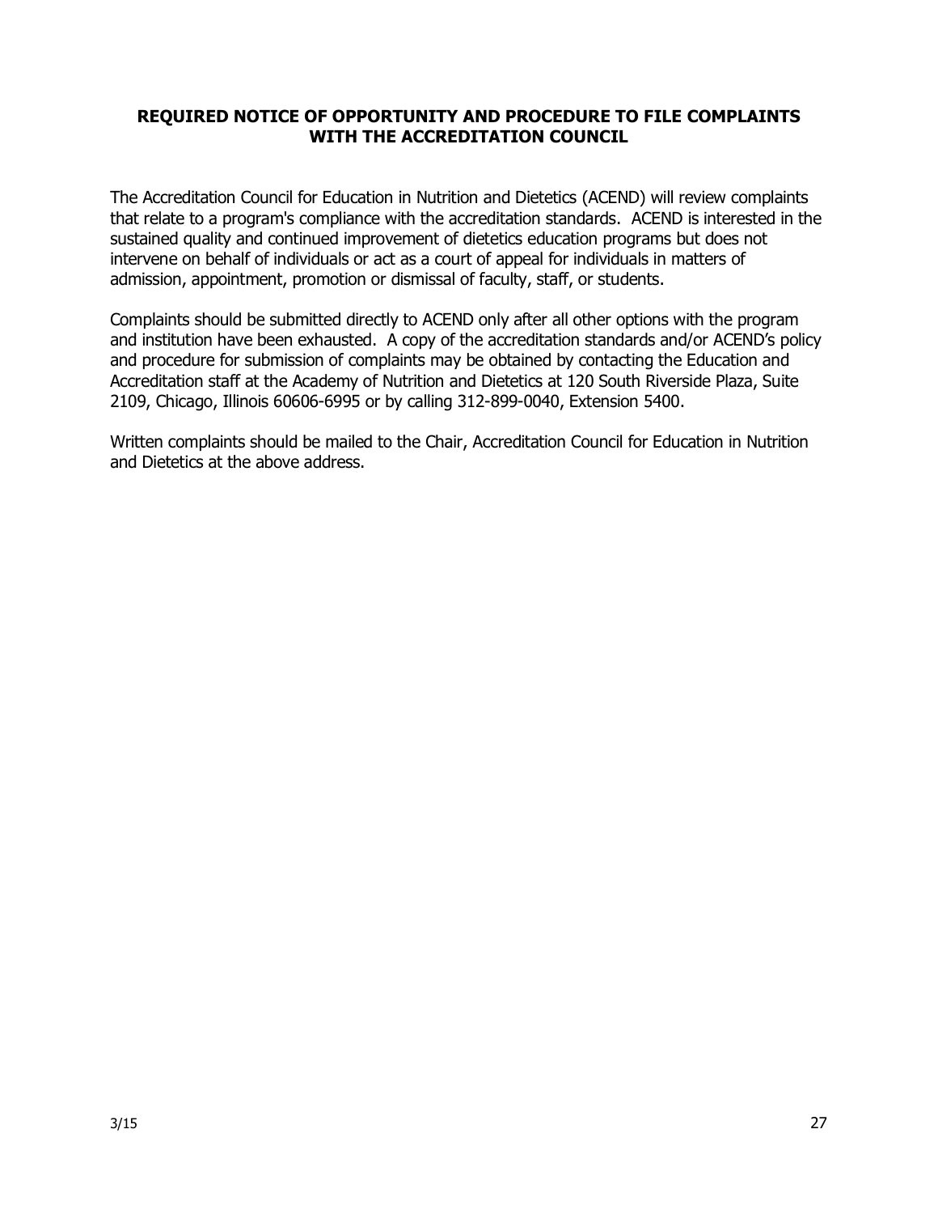## REQUIRED NOTICE OF OPPORTUNITY AND PROCEDURE TO FILE COMPLAINTS WITH THE ACCREDITATION COUNCIL

The Accreditation Council for Education in Nutrition and Dietetics (ACEND) will review complaints that relate to a program's compliance with the accreditation standards. ACEND is interested in the sustained quality and continued improvement of dietetics education programs but does not intervene on behalf of individuals or act as a court of appeal for individuals in matters of admission, appointment, promotion or dismissal of faculty, staff, or students.

Complaints should be submitted directly to ACEND only after all other options with the program and institution have been exhausted. A copy of the accreditation standards and/or ACEND's policy and procedure for submission of complaints may be obtained by contacting the Education and Accreditation staff at the Academy of Nutrition and Dietetics at 120 South Riverside Plaza, Suite 2109, Chicago, Illinois 60606-6995 or by calling 312-899-0040, Extension 5400.

Written complaints should be mailed to the Chair, Accreditation Council for Education in Nutrition and Dietetics at the above address.

3/15